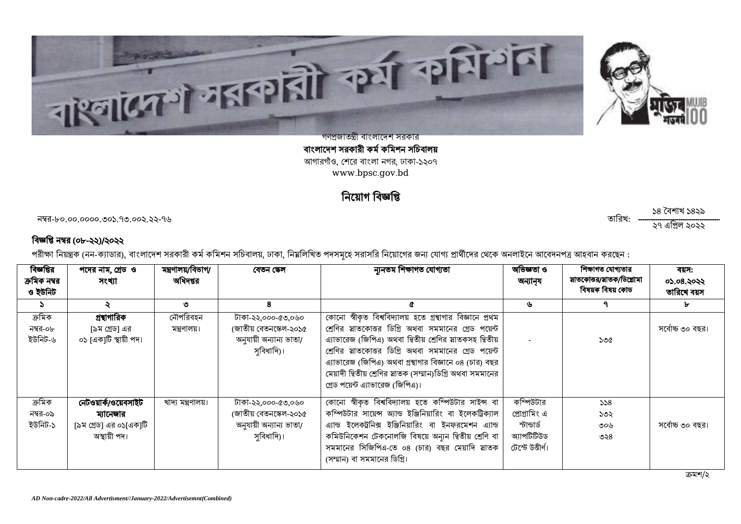গণপ্রজাতন্ত্রী বাংলাদেশ সরকার

**বাংলাদেশ সরকারী কর্ম কমিশন সচিবালয়**

আগারগাঁও, শেরে বাংলা নগর, ঢাকা-১২০৭

www.bpsc.gov.bd

## নিয়োগ বিজ্ঞপ্তি

নম্বর-৮০.০০.০০০০.৩০১.৭৩.০০২.২২-৭৬

তারিখ: ১৪ বৈশাখ ১৪২৯ / ২৭ এপ্রিল ২০২২

### বিজ্ঞপ্তি নম্বর (০৮-২২)/২০২২

পরীক্ষা নিয়ন্ত্রক (নন-ক্যাডার), বাংলাদেশ সরকারী কর্ম কমিশন সচিবালয়, ঢাকা, নিম্নলিখিত পদসমূহে সরাসরি নিয়োগের জন্য যোগ্য প্রার্থীদের থেকে অনলাইনে আবেদনপত্র আহবান করছেন :

| বিজ্ঞপ্তির ক্রমিক নম্বর ও ইউনিট | পদের নাম, গ্রেড ও সংখ্যা | মন্ত্রণালয়/বিভাগ/ অধিদপ্তর | বেতন স্কেল | ন্যূনতম শিক্ষাগত যোগ্যতা | অভিজ্ঞতা ও অন্যান্য | শিক্ষাগত যোগ্যতার স্নাতকোত্তর/স্নাতক/ডিপ্লোমা বিষয়ক বিষয় কোড | বয়স: ০১.০৪.২০২২ তারিখে বয়স |
|---|---|---|---|---|---|---|---|
| ১ | ২ | ৩ | ৪ | ৫ | ৬ | ৭ | ৮ |
| ক্রমিক নম্বর-০৮ ইউনিট-৬ | **গ্রন্থাগারিক** [৯ম গ্রেড] এর ০১ [এক]টি স্থায়ী পদ। | নৌপরিবহন মন্ত্রণালয়। | টাকা-২২,০০০-৫৩,০৬০ (জাতীয় বেতনস্কেল-২০১৫ অনুযায়ী অন্যান্য ভাতা/ সুবিধাদি)। | কোনো স্বীকৃত বিশ্ববিদ্যালয় হতে গ্রন্থাগার বিজ্ঞানে প্রথম শ্রেণির স্নাতকোত্তর ডিগ্রি অথবা সমমানের গ্রেড পয়েন্ট এ্যাভারেজ (জিপিএ) অথবা দ্বিতীয় শ্রেণির স্নাতকসহ দ্বিতীয় শ্রেণির স্নাতকোত্তর ডিগ্রি অথবা সমমানের গ্রেড পয়েন্ট এ্যাভারেজ (জিপিএ) অথবা গ্রন্থাগার বিজ্ঞানে ০৪ (চার) বছর মেয়াদী দ্বিতীয় শ্রেণির স্নাতক (সম্মান)ডিগ্রি অথবা সমমানের গ্রেড পয়েন্ট এ্যাভারেজ (জিপিএ)। | - | ১৩৫ | সর্বোচ্চ ৩০ বছর। |
| ক্রমিক নম্বর-০৯ ইউনিট-১ | **নেটওয়ার্ক/ওয়েবসাইট ম্যানেজার** [৯ম গ্রেড] এর ০১[এক]টি অস্থায়ী পদ। | খাদ্য মন্ত্রণালয়। | টাকা-২২,০০০-৫৩,০৬০ (জাতীয় বেতনস্কেল-২০১৫ অনুযায়ী অন্যান্য ভাতা/ সুবিধাদি)। | কোনো স্বীকৃত বিশ্ববিদ্যালয় হতে কম্পিউটার সাইন্স বা কম্পিউটার সায়েন্স অ্যান্ড ইঞ্জিনিয়ারিং বা ইলেকট্রিক্যাল এ্যান্ড ইলেকট্রনিক্স ইঞ্জিনিয়ারিং বা ইনফরমেশন এ্যান্ড কমিউনিকেশন টেকনোলজি বিষয়ে অন্যূন দ্বিতীয় শ্রেণি বা সমমানের সিজিপিএ-তে ০৪ (চার) বছর মেয়াদি স্নাতক (সম্মান) বা সমমানের ডিগ্রি। | কম্পিউটার প্রোগ্রামিং এ স্টান্ডার্ড অ্যাপটিটিউড টেস্টে উত্তীর্ণ। | ১১৪ ১৩২ ৩০৬ ৩২৪ | সর্বোচ্চ ৩০ বছর। |

ক্রমশ/২

*AD Non-cadre-2022/All Advertisment//January-2022/Advertisemnt(Combined)*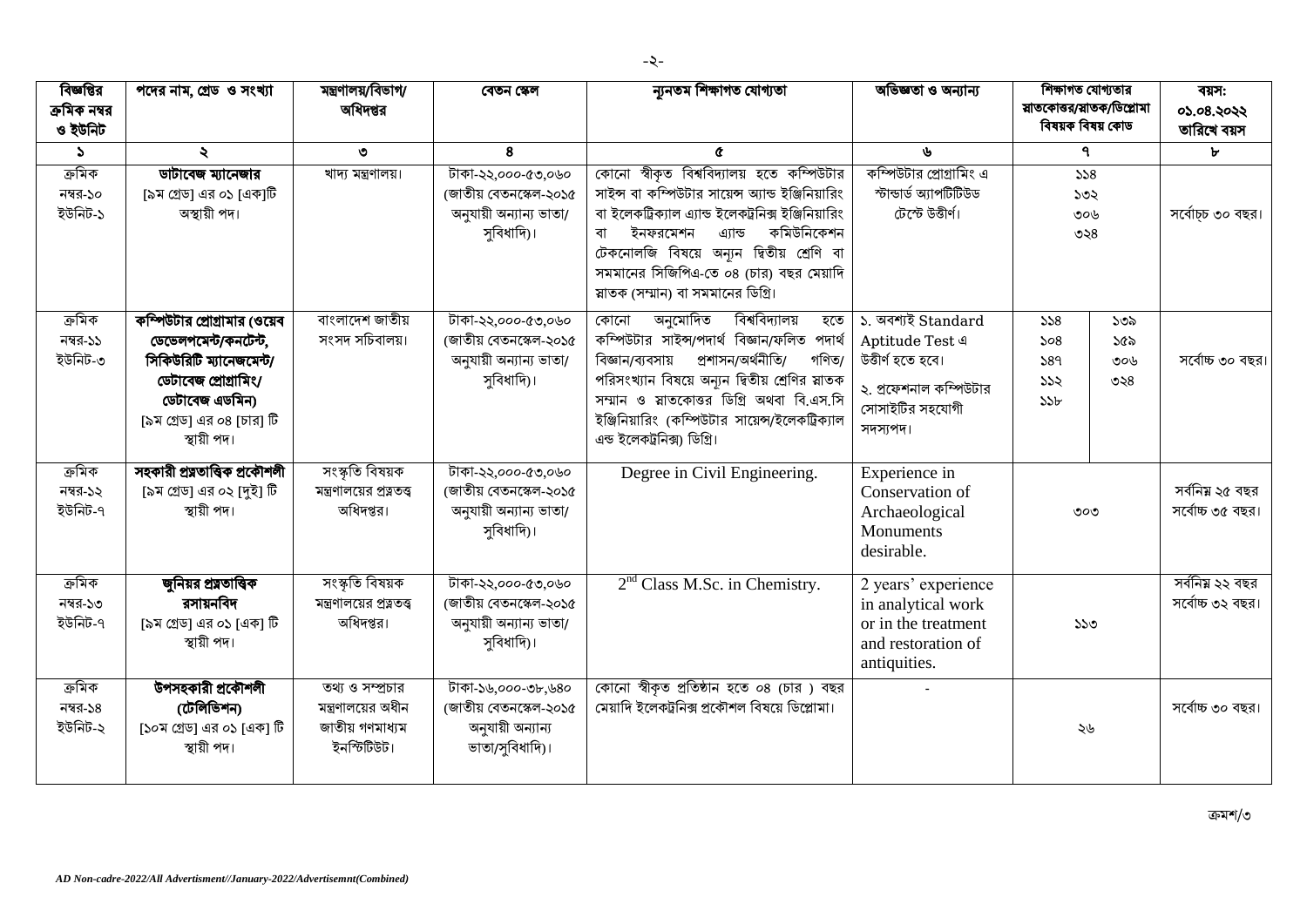| বিজ্ঞপ্তির ক্রমিক নম্বর ও ইউনিট | পদের নাম, গ্রেড ও সংখ্যা | মন্ত্রণালয়/বিভাগ/ অধিদপ্তর | বেতন স্কেল | ন্যূনতম শিক্ষাগত যোগ্যতা | অভিজ্ঞতা ও অন্যান্য | শিক্ষাগত যোগ্যতার স্নাতকোত্তর/স্নাতক/ডিপ্লোমা বিষয়ক বিষয় কোড | | বয়স: ০১.০৪.২০২২ তারিখে বয়স |
|---|---|---|---|---|---|---|---|---|
| ১ | ২ | ৩ | ৪ | ৫ | ৬ | ৭ | | ৮ |
| ক্রমিক নম্বর-১০ ইউনিট-১ | **ডাটাবেজ ম্যানেজার** [৯ম গ্রেড] এর ০১ [এক]টি অস্থায়ী পদ। | খাদ্য মন্ত্রণালয়। | টাকা-২২,০০০-৫৩,০৬০ (জাতীয় বেতনস্কেল-২০১৫ অনুযায়ী অন্যান্য ভাতা/ সুবিধাদি)। | কোনো স্বীকৃত বিশ্ববিদ্যালয় হতে কম্পিউটার সাইন্স বা কম্পিউটার সায়েন্স অ্যান্ড ইঞ্জিনিয়ারিং বা ইলেকট্রিক্যাল এ্যান্ড ইলেকট্রনিক্স ইঞ্জিনিয়ারিং বা ইনফরমেশন এ্যান্ড কমিউনিকেশন টেকনোলজি বিষয়ে অন্যূন দ্বিতীয় শ্রেণি বা সমমানের সিজিপিএ-তে ০৪ (চার) বছর মেয়াদি স্নাতক (সম্মান) বা সমমানের ডিগ্রি। | কম্পিউটার প্রোগ্রামিং এ স্টান্ডার্ড অ্যাপটিটিউড টেস্টে উত্তীর্ণ। | ১১৪ ১৩২ ৩০৬ ৩২৪ | | সর্বোচ্চ ৩০ বছর। |
| ক্রমিক নম্বর-১১ ইউনিট-৩ | **কম্পিউটার প্রোগ্রামার (ওয়েব ডেভেলপমেন্ট/কনটেন্ট, সিকিউরিটি ম্যানেজমেন্ট/ ডেটাবেজ প্রোগ্রামিং/ ডেটাবেজ এডমিন)** [৯ম গ্রেড] এর ০৪ [চার] টি স্থায়ী পদ। | বাংলাদেশ জাতীয় সংসদ সচিবালয়। | টাকা-২২,০০০-৫৩,০৬০ (জাতীয় বেতনস্কেল-২০১৫ অনুযায়ী অন্যান্য ভাতা/ সুবিধাদি)। | কোনো অনুমোদিত বিশ্ববিদ্যালয় হতে কম্পিউটার সাইন্স/পদার্থ বিজ্ঞান/ফলিত পদার্থ বিজ্ঞান/ব্যবসায় প্রশাসন/অর্থনীতি/ গণিত/ পরিসংখ্যান বিষয়ে অন্যূন দ্বিতীয় শ্রেণির স্নাতক সম্মান ও স্নাতকোত্তর ডিগ্রি অথবা বি.এস.সি ইঞ্জিনিয়ারিং (কম্পিউটার সায়েন্স/ইলেকট্রিক্যাল এন্ড ইলেকট্রনিক্স) ডিগ্রি। | ১. অবশ্যই Standard Aptitude Test এ উত্তীর্ণ হতে হবে। ২. প্রফেশনাল কম্পিউটার সোসাইটির সহযোগী সদস্যপদ। | ১১৪ ১০৪ ১৪৭ ১১২ ১১৮ | ১৩৯ ১৫৯ ৩০৬ ৩২৪ | সর্বোচ্চ ৩০ বছর। |
| ক্রমিক নম্বর-১২ ইউনিট-৭ | **সহকারী প্রত্নতাত্ত্বিক প্রকৌশলী** [৯ম গ্রেড] এর ০২ [দুই] টি স্থায়ী পদ। | সংস্কৃতি বিষয়ক মন্ত্রণালয়ের প্রত্নতত্ত্ব অধিদপ্তর। | টাকা-২২,০০০-৫৩,০৬০ (জাতীয় বেতনস্কেল-২০১৫ অনুযায়ী অন্যান্য ভাতা/ সুবিধাদি)। | Degree in Civil Engineering. | Experience in Conservation of Archaeological Monuments desirable. | ৩০৩ | | সর্বনিম্ন ২৫ বছর সর্বোচ্চ ৩৫ বছর। |
| ক্রমিক নম্বর-১৩ ইউনিট-৭ | **জুনিয়র প্রত্নতাত্ত্বিক রসায়নবিদ** [৯ম গ্রেড] এর ০১ [এক] টি স্থায়ী পদ। | সংস্কৃতি বিষয়ক মন্ত্রণালয়ের প্রত্নতত্ত্ব অধিদপ্তর। | টাকা-২২,০০০-৫৩,০৬০ (জাতীয় বেতনস্কেল-২০১৫ অনুযায়ী অন্যান্য ভাতা/ সুবিধাদি)। | 2nd Class M.Sc. in Chemistry. | 2 years' experience in analytical work or in the treatment and restoration of antiquities. | ১১৩ | | সর্বনিম্ন ২২ বছর সর্বোচ্চ ৩২ বছর। |
| ক্রমিক নম্বর-১৪ ইউনিট-২ | **উপসহকারী প্রকৌশলী (টেলিভিশন)** [১০ম গ্রেড] এর ০১ [এক] টি স্থায়ী পদ। | তথ্য ও সম্প্রচার মন্ত্রণালয়ের অধীন জাতীয় গণমাধ্যম ইনস্টিটিউট। | টাকা-১৬,০০০-৩৮,৬৪০ (জাতীয় বেতনস্কেল-২০১৫ অনুযায়ী অন্যান্য ভাতা/সুবিধাদি)। | কোনো স্বীকৃত প্রতিষ্ঠান হতে ০৪ (চার ) বছর মেয়াদি ইলেকট্রনিক্স প্রকৌশল বিষয়ে ডিপ্লোমা। | - | ২৬ | | সর্বোচ্চ ৩০ বছর। |

ক্রমশ/৩

*AD Non-cadre-2022/All Advertisment//January-2022/Advertisemnt(Combined)*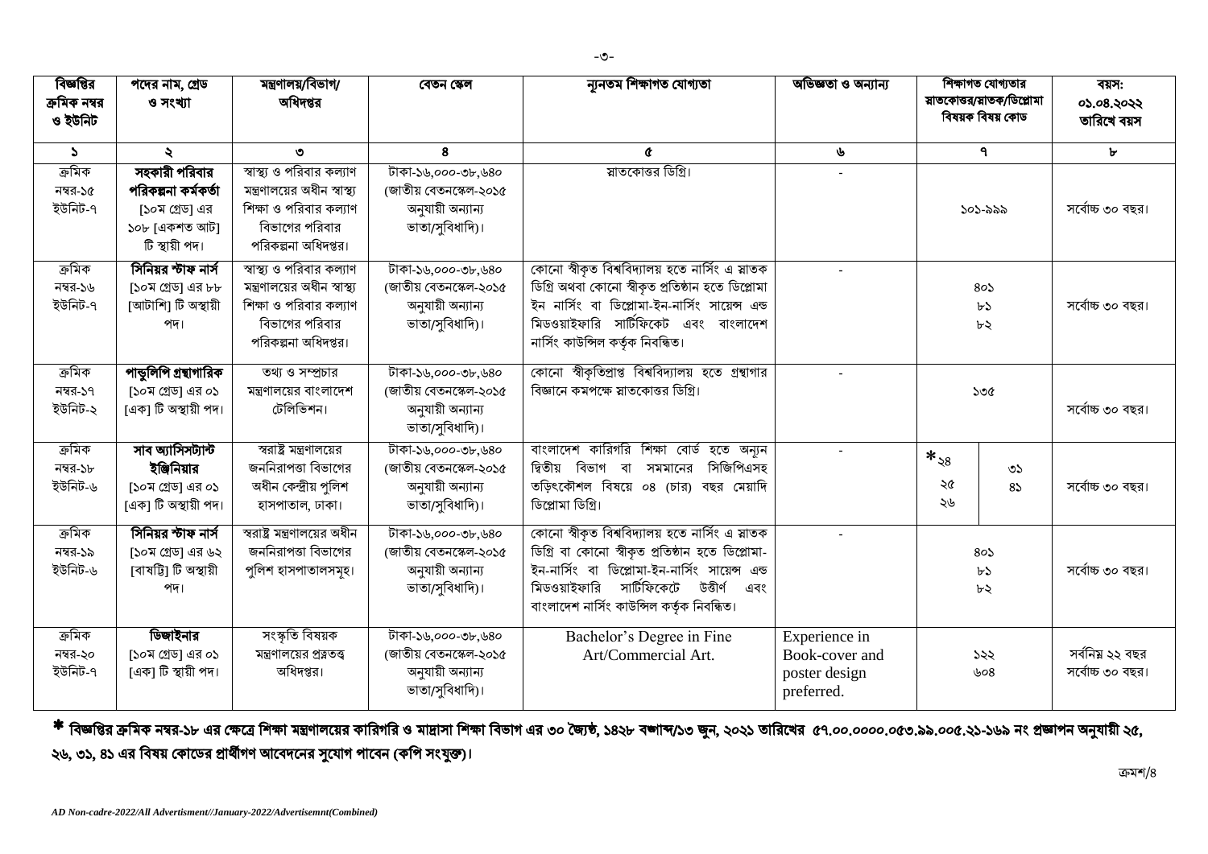| বিজ্ঞপ্তির ক্রমিক নম্বর ও ইউনিট | পদের নাম, গ্রেড ও সংখ্যা | মন্ত্রণালয়/বিভাগ/ অধিদপ্তর | বেতন স্কেল | ন্যূনতম শিক্ষাগত যোগ্যতা | অভিজ্ঞতা ও অন্যান্য | শিক্ষাগত যোগ্যতার স্নাতকোত্তর/স্নাতক/ডিপ্লোমা বিষয়ক বিষয় কোড | বয়স: ০১.০৪.২০২২ তারিখে বয়স |
|---|---|---|---|---|---|---|---|
| ১ | ২ | ৩ | ৪ | ৫ | ৬ | ৭ | ৮ |
| ক্রমিক নম্বর-১৫ ইউনিট-৭ | **সহকারী পরিবার পরিকল্পনা কর্মকর্তা** [১০ম গ্রেড] এর ১০৮ [একশত আট] টি স্থায়ী পদ। | স্বাস্থ্য ও পরিবার কল্যাণ মন্ত্রণালয়ের অধীন স্বাস্থ্য শিক্ষা ও পরিবার কল্যাণ বিভাগের পরিবার পরিকল্পনা অধিদপ্তর। | টাকা-১৬,০০০-৩৮,৬৪০ (জাতীয় বেতনস্কেল-২০১৫ অনুযায়ী অন্যান্য ভাতা/সুবিধাদি)। | স্নাতকোত্তর ডিগ্রি। | - | ১০১-৯৯৯ | সর্বোচ্চ ৩০ বছর। |
| ক্রমিক নম্বর-১৬ ইউনিট-৭ | **সিনিয়র স্টাফ নার্স** [১০ম গ্রেড] এর ৮৮ [আটাশি] টি অস্থায়ী পদ। | স্বাস্থ্য ও পরিবার কল্যাণ মন্ত্রণালয়ের অধীন স্বাস্থ্য শিক্ষা ও পরিবার কল্যাণ বিভাগের পরিবার পরিকল্পনা অধিদপ্তর। | টাকা-১৬,০০০-৩৮,৬৪০ (জাতীয় বেতনস্কেল-২০১৫ অনুযায়ী অন্যান্য ভাতা/সুবিধাদি)। | কোনো স্বীকৃত বিশ্ববিদ্যালয় হতে নার্সিং এ স্নাতক ডিগ্রি অথবা কোনো স্বীকৃত প্রতিষ্ঠান হতে ডিপ্লোমা ইন নার্সিং বা ডিপ্লোমা-ইন-নার্সিং সায়েন্স এন্ড মিডওয়াইফারি সার্টিফিকেট এবং বাংলাদেশ নার্সিং কাউন্সিল কর্তৃক নিবন্ধিত। | - | ৪০১<br>৮১<br>৮২ | সর্বোচ্চ ৩০ বছর। |
| ক্রমিক নম্বর-১৭ ইউনিট-২ | **পাণ্ডুলিপি গ্রন্থাগারিক** [১০ম গ্রেড] এর ০১ [এক] টি অস্থায়ী পদ। | তথ্য ও সম্প্রচার মন্ত্রণালয়ের বাংলাদেশ টেলিভিশন। | টাকা-১৬,০০০-৩৮,৬৪০ (জাতীয় বেতনস্কেল-২০১৫ অনুযায়ী অন্যান্য ভাতা/সুবিধাদি)। | কোনো স্বীকৃতিপ্রাপ্ত বিশ্ববিদ্যালয় হতে গ্রন্থাগার বিজ্ঞানে কমপক্ষে স্নাতকোত্তর ডিগ্রি। | - | ১৩৫ | সর্বোচ্চ ৩০ বছর। |
| ক্রমিক নম্বর-১৮ ইউনিট-৬ | **সাব অ্যাসিসট্যান্ট ইঞ্জিনিয়ার** [১০ম গ্রেড] এর ০১ [এক] টি অস্থায়ী পদ। | স্বরাষ্ট্র মন্ত্রণালয়ের জননিরাপত্তা বিভাগের অধীন কেন্দ্রীয় পুলিশ হাসপাতাল, ঢাকা। | টাকা-১৬,০০০-৩৮,৬৪০ (জাতীয় বেতনস্কেল-২০১৫ অনুযায়ী অন্যান্য ভাতা/সুবিধাদি)। | বাংলাদেশ কারিগরি শিক্ষা বোর্ড হতে অন্যূন দ্বিতীয় বিভাগ বা সমমানের সিজিপিএসহ তড়িৎকৌশল বিষয়ে ০৪ (চার) বছর মেয়াদি ডিপ্লোমা ডিগ্রি। | - | *২৪, ২৫, ২৬ / ৩১, ৪১ | সর্বোচ্চ ৩০ বছর। |
| ক্রমিক নম্বর-১৯ ইউনিট-৬ | **সিনিয়র স্টাফ নার্স** [১০ম গ্রেড] এর ৬২ [বাষট্টি] টি অস্থায়ী পদ। | স্বরাষ্ট্র মন্ত্রণালয়ের অধীন জননিরাপত্তা বিভাগের পুলিশ হাসপাতালসমূহ। | টাকা-১৬,০০০-৩৮,৬৪০ (জাতীয় বেতনস্কেল-২০১৫ অনুযায়ী অন্যান্য ভাতা/সুবিধাদি)। | কোনো স্বীকৃত বিশ্ববিদ্যালয় হতে নার্সিং এ স্নাতক ডিগ্রি বা কোনো স্বীকৃত প্রতিষ্ঠান হতে ডিপ্লোমা-ইন-নার্সিং বা ডিপ্লোমা-ইন-নার্সিং সায়েন্স এন্ড মিডওয়াইফারি সার্টিফিকেটে উত্তীর্ণ এবং বাংলাদেশ নার্সিং কাউন্সিল কর্তৃক নিবন্ধিত। | - | ৪০১<br>৮১<br>৮২ | সর্বোচ্চ ৩০ বছর। |
| ক্রমিক নম্বর-২০ ইউনিট-৭ | **ডিজাইনার** [১০ম গ্রেড] এর ০১ [এক] টি স্থায়ী পদ। | সংস্কৃতি বিষয়ক মন্ত্রণালয়ের প্রত্নতত্ত্ব অধিদপ্তর। | টাকা-১৬,০০০-৩৮,৬৪০ (জাতীয় বেতনস্কেল-২০১৫ অনুযায়ী অন্যান্য ভাতা/সুবিধাদি)। | Bachelor's Degree in Fine Art/Commercial Art. | Experience in Book-cover and poster design preferred. | ১২২<br>৬০৪ | সর্বনিম্ন ২২ বছর<br>সর্বোচ্চ ৩০ বছর। |

**\* বিজ্ঞপ্তির ক্রমিক নম্বর-১৮ এর ক্ষেত্রে শিক্ষা মন্ত্রণালয়ের কারিগরি ও মাদ্রাসা শিক্ষা বিভাগ এর ৩০ জ্যৈষ্ঠ, ১৪২৮ বঙ্গাব্দ/১৩ জুন, ২০২১ তারিখের ৫৭.০০.০০০০.০৫৩.৯৯.০০৫.২১-১৬৯ নং প্রজ্ঞাপন অনুযায়ী ২৫, ২৬, ৩১, ৪১ এর বিষয় কোডের প্রার্থীগণ আবেদনের সুযোগ পাবেন (কপি সংযুক্ত)।**

ক্রমশ/৪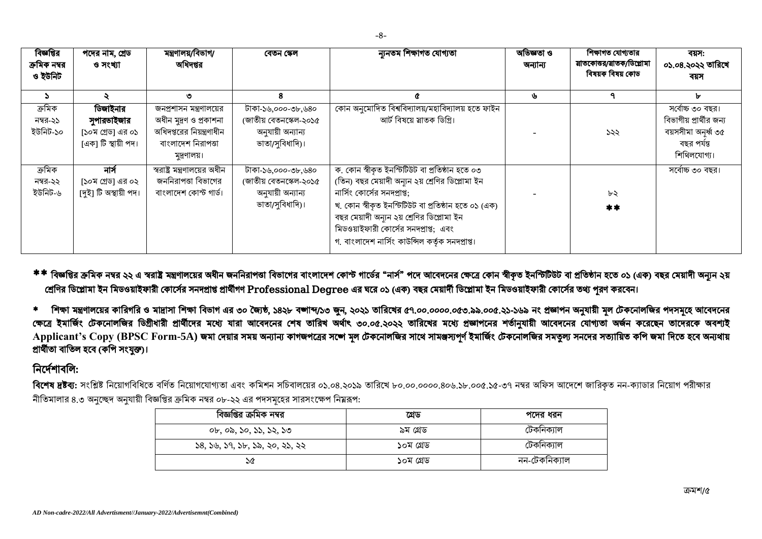| বিজ্ঞপ্তির ক্রমিক নম্বর ও ইউনিট | পদের নাম, গ্রেড ও সংখ্যা | মন্ত্রণালয়/বিভাগ/ অধিদপ্তর | বেতন স্কেল | ন্যূনতম শিক্ষাগত যোগ্যতা | অভিজ্ঞতা ও অন্যান্য | শিক্ষাগত যোগ্যতার স্নাতকোত্তর/স্নাতক/ডিপ্লোমা বিষয়ক বিষয় কোড | বয়স: ০১.০৪.২০২২ তারিখে বয়স |
|---|---|---|---|---|---|---|---|
| ১ | ২ | ৩ | ৪ | ৫ | ৬ | ৭ | ৮ |
| ক্রমিক নম্বর-২১ ইউনিট-১০ | **ডিজাইনার সুপারভাইজার** [১০ম গ্রেড] এর ০১ [এক] টি স্থায়ী পদ। | জনপ্রশাসন মন্ত্রণালয়ের অধীন মুদ্রণ ও প্রকাশনা অধিদপ্তরের নিয়ন্ত্রণাধীন বাংলাদেশ নিরাপত্তা মুদ্রণালয়। | টাকা-১৬,০০০-৩৮,৬৪০ (জাতীয় বেতনস্কেল-২০১৫ অনুযায়ী অন্যান্য ভাতা/সুবিধাদি)। | কোন অনুমোদিত বিশ্ববিদ্যালয়/মহাবিদ্যালয় হতে ফাইন আর্ট বিষয়ে স্নাতক ডিগ্রি। | - | ১২২ | সর্বোচ্চ ৩০ বছর। বিভাগীয় প্রার্থীর জন্য বয়সসীমা অনূর্ধ্ব ৩৫ বছর পর্যন্ত শিথিলযোগ্য। |
| ক্রমিক নম্বর-২২ ইউনিট-৬ | **নার্স** [১০ম গ্রেড] এর ০২ [দুই] টি অস্থায়ী পদ। | স্বরাষ্ট্র মন্ত্রণালয়ের অধীন জননিরাপত্তা বিভাগের বাংলাদেশ কোস্ট গার্ড। | টাকা-১৬,০০০-৩৮,৬৪০ (জাতীয় বেতনস্কেল-২০১৫ অনুযায়ী অন্যান্য ভাতা/সুবিধাদি)। | ক. কোন স্বীকৃত ইনস্টিটিউট বা প্রতিষ্ঠান হতে ০৩ (তিন) বছর মেয়াদী অন্যূন ২য় শ্রেণির ডিপ্লোমা ইন নার্সিং কোর্সের সনদপ্রাপ্ত; খ. কোন স্বীকৃত ইনস্টিটিউট বা প্রতিষ্ঠান হতে ০১ (এক) বছর মেয়াদী অন্যূন ২য় শ্রেণির ডিপ্লোমা ইন মিডওয়াইফারী কোর্সের সনদপ্রাপ্ত; এবং গ. বাংলাদেশ নার্সিং কাউন্সিল কর্তৃক সনদপ্রাপ্ত। | - | ৮২ ** | সর্বোচ্চ ৩০ বছর। |

**\*\* বিজ্ঞপ্তির ক্রমিক নম্বর ২২ এ স্বরাষ্ট্র মন্ত্রণালয়ের অধীন জননিরাপত্তা বিভাগের বাংলাদেশ কোস্ট গার্ডের "নার্স" পদে আবেদনের ক্ষেত্রে কোন স্বীকৃত ইনস্টিটিউট বা প্রতিষ্ঠান হতে ০১ (এক) বছর মেয়াদী অন্যূন ২য় শ্রেণির ডিপ্লোমা ইন মিডওয়াইফারী কোর্সের সনদপ্রাপ্ত প্রার্থীগণ Professional Degree এর ঘরে ০১ (এক) বছর মেয়াদী ডিপ্লোমা ইন মিডওয়াইফারী কোর্সের তথ্য পূরণ করবেন।**

**\* শিক্ষা মন্ত্রণালয়ের কারিগরি ও মাদ্রাসা শিক্ষা বিভাগ এর ৩০ জ্যৈষ্ঠ, ১৪২৮ বঙ্গাব্দ/১৩ জুন, ২০২১ তারিখের ৫৭.০০.০০০০.০৫৩.৯৯.০০৫.২১-১৬৯ নং প্রজ্ঞাপন অনুযায়ী মূল টেকনোলজির পদসমূহে আবেদনের ক্ষেত্রে ইমার্জিং টেকনোলজির ডিগ্রীধারী প্রার্থীদের মধ্যে যারা আবেদনের শেষ তারিখ অর্থাৎ ৩০.০৫.২০২২ তারিখের মধ্যে প্রজ্ঞাপনের শর্তানুযায়ী আবেদনের যোগ্যতা অর্জন করেছেন তাদেরকে অবশ্যই Applicant's Copy (BPSC Form-5A) জমা দেয়ার সময় অন্যান্য কাগজপত্রের সঙ্গে মূল টেকনোলজির সাথে সামঞ্জস্যপূর্ণ ইমার্জিং টেকনোলজির সমতুল্য সনদের সত্যায়িত কপি জমা দিতে হবে অন্যথায় প্রার্থীতা বাতিল হবে (কপি সংযুক্ত)।**

## নির্দেশাবলি:

**বিশেষ দ্রষ্টব্য:** সংশ্লিষ্ট নিয়োগবিধিতে বর্ণিত নিয়োগযোগ্যতা এবং কমিশন সচিবালয়ের ০১.০৪.২০১৯ তারিখে ৮০.০০.০০০০.৪০৬.১৮.০০৫.১৫-৩৭ নম্বর অফিস আদেশে জারিকৃত নন-ক্যাডার নিয়োগ পরীক্ষার নীতিমালার ৪.৩ অনুচ্ছেদ অনুযায়ী বিজ্ঞপ্তির ক্রমিক নম্বর ০৮-২২ এর পদসমূহের সারসংক্ষেপ নিম্নরূপ:

| বিজ্ঞপ্তির ক্রমিক নম্বর | গ্রেড | পদের ধরন |
|---|---|---|
| ০৮, ০৯, ১০, ১১, ১২, ১৩ | ৯ম গ্রেড | টেকনিক্যাল |
| ১৪, ১৬, ১৭, ১৮, ১৯, ২০, ২১, ২২ | ১০ম গ্রেড | টেকনিক্যাল |
| ১৫ | ১০ম গ্রেড | নন-টেকনিক্যাল |

ক্রমশ/৫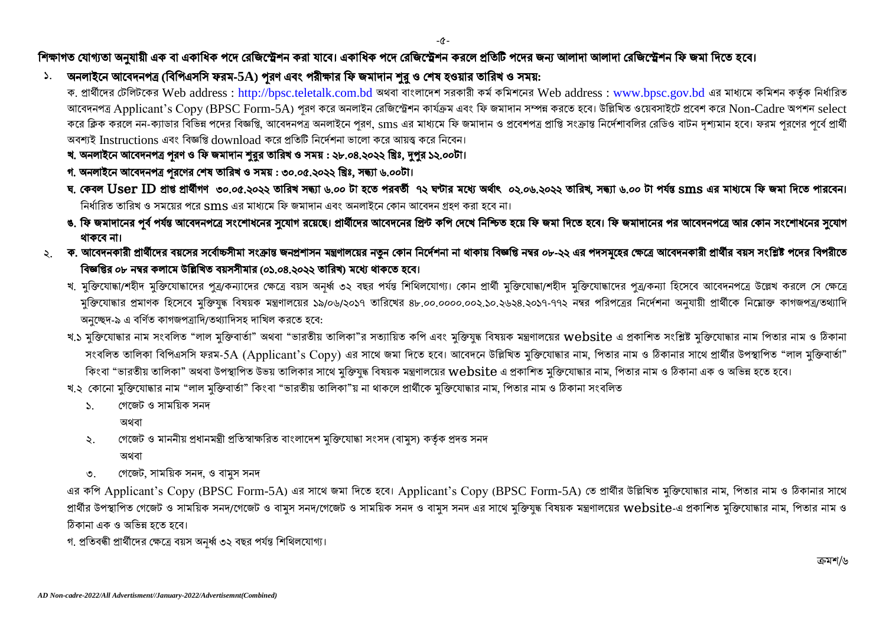**শিক্ষাগত যোগ্যতা অনুযায়ী এক বা একাধিক পদে রেজিস্ট্রেশন করা যাবে। একাধিক পদে রেজিস্ট্রেশন করলে প্রতিটি পদের জন্য আলাদা আলাদা রেজিস্ট্রেশন ফি জমা দিতে হবে।**

১. **অনলাইনে আবেদনপত্র (বিপিএসসি ফরম-5A) পূরণ এবং পরীক্ষার ফি জমাদান শুরু ও শেষ হওয়ার তারিখ ও সময়:**

ক. প্রার্থীদের টেলিটকের Web address : http://bpsc.teletalk.com.bd অথবা বাংলাদেশ সরকারী কর্ম কমিশনের Web address : www.bpsc.gov.bd এর মাধ্যমে কমিশন কর্তৃক নির্ধারিত আবেদনপত্র Applicant's Copy (BPSC Form-5A) পূরণ করে অনলাইন রেজিস্ট্রেশন কার্যক্রম এবং ফি জমাদান সম্পন্ন করতে হবে। উল্লিখিত ওয়েবসাইটে প্রবেশ করে Non-Cadre অপশন select করে ক্লিক করলে নন-ক্যাডার বিভিন্ন পদের বিজ্ঞপ্তি, আবেদনপত্র অনলাইনে পূরণ, sms এর মাধ্যমে ফি জমাদান ও প্রবেশপত্র প্রাপ্তি সংক্রান্ত নির্দেশাবলির রেডিও বাটন দৃশ্যমান হবে। ফরম পূরণের পূর্বে প্রার্থী অবশ্যই Instructions এবং বিজ্ঞপ্তি download করে প্রতিটি নির্দেশনা ভালো করে আয়ত্ব করে নিবেন।

**খ. অনলাইনে আবেদনপত্র পূরণ ও ফি জমাদান শুরুর তারিখ ও সময় : ২৮.০৪.২০২২ খ্রিঃ, দুপুর ১২.০০টা।**

**গ. অনলাইনে আবেদনপত্র পূরণের শেষ তারিখ ও সময় : ৩০.০৫.২০২২ খ্রিঃ, সন্ধ্যা ৬.০০টা।**

**ঘ. কেবল User ID প্রাপ্ত প্রার্থীগণ ৩০.০৫.২০২২ তারিখ সন্ধ্যা ৬.০০ টা হতে পরবর্তী ৭২ ঘণ্টার মধ্যে অর্থাৎ ০২.০৬.২০২২ তারিখ, সন্ধ্যা ৬.০০ টা পর্যন্ত sms এর মাধ্যমে ফি জমা দিতে পারবেন।** নির্ধারিত তারিখ ও সময়ের পরে sms এর মাধ্যমে ফি জমাদান এবং অনলাইনে কোন আবেদন গ্রহণ করা হবে না।

**ঙ. ফি জমাদানের পূর্ব পর্যন্ত আবেদনপত্রে সংশোধনের সুযোগ রয়েছে। প্রার্থীদের আবেদনের প্রিন্ট কপি দেখে নিশ্চিত হয়ে ফি জমা দিতে হবে। ফি জমাদানের পর আবেদনপত্রে আর কোন সংশোধনের সুযোগ থাকবে না।**

২. **ক. আবেদনকারী প্রার্থীদের বয়সের সর্বোচ্চসীমা সংক্রান্ত জনপ্রশাসন মন্ত্রণালয়ের নতুন কোন নির্দেশনা না থাকায় বিজ্ঞপ্তি নম্বর ০৮-২২ এর পদসমূহের ক্ষেত্রে আবেদনকারী প্রার্থীর বয়স সংশ্লিষ্ট পদের বিপরীতে বিজ্ঞপ্তির ০৮ নম্বর কলামে উল্লিখিত বয়সসীমার (০১.০৪.২০২২ তারিখ) মধ্যে থাকতে হবে।**

খ. মুক্তিযোদ্ধা/শহীদ মুক্তিযোদ্ধাদের পুত্র/কন্যাদের ক্ষেত্রে বয়স অনূর্ধ্ব ৩২ বছর পর্যন্ত শিথিলযোগ্য। কোন প্রার্থী মুক্তিযোদ্ধা/শহীদ মুক্তিযোদ্ধাদের পুত্র/কন্যা হিসেবে আবেদনপত্রে উল্লেখ করলে সে ক্ষেত্রে মুক্তিযোদ্ধার প্রমাণক হিসেবে মুক্তিযুদ্ধ বিষয়ক মন্ত্রণালয়ের ১৯/০৬/২০১৭ তারিখের ৪৮.০০.০০০০.০০২.১০.২৬২৪.২০১৭-৭৭২ নম্বর পরিপত্রের নির্দেশনা অনুযায়ী প্রার্থীকে নিম্নোক্ত কাগজপত্র/তথ্যাদি অনুচ্ছেদ-৯ এ বর্ণিত কাগজপত্রাদি/তথ্যাদিসহ দাখিল করতে হবে:

খ.১ মুক্তিযোদ্ধার নাম সংবলিত "লাল মুক্তিবার্তা" অথবা "ভারতীয় তালিকা"র সত্যায়িত কপি এবং মুক্তিযুদ্ধ বিষয়ক মন্ত্রণালয়ের website এ প্রকাশিত সংশ্লিষ্ট মুক্তিযোদ্ধার নাম পিতার নাম ও ঠিকানা সংবলিত তালিকা বিপিএসসি ফরম-5A (Applicant's Copy) এর সাথে জমা দিতে হবে। আবেদনে উল্লিখিত মুক্তিযোদ্ধার নাম, পিতার নাম ও ঠিকানার সাথে প্রার্থীর উপস্থাপিত "লাল মুক্তিবার্তা" কিংবা "ভারতীয় তালিকা" অথবা উপস্থাপিত উভয় তালিকার সাথে মুক্তিযুদ্ধ বিষয়ক মন্ত্রণালয়ের website এ প্রকাশিত মুক্তিযোদ্ধার নাম, পিতার নাম ও ঠিকানা এক ও অভিন্ন হতে হবে।

খ.২ কোনো মুক্তিযোদ্ধার নাম "লাল মুক্তিবার্তা" কিংবা "ভারতীয় তালিকা"য় না থাকলে প্রার্থীকে মুক্তিযোদ্ধার নাম, পিতার নাম ও ঠিকানা সংবলিত

১. গেজেট ও সাময়িক সনদ

অথবা

২. গেজেট ও মাননীয় প্রধানমন্ত্রী প্রতিস্বাক্ষরিত বাংলাদেশ মুক্তিযোদ্ধা সংসদ (বামুস) কর্তৃক প্রদত্ত সনদ

অথবা

৩. গেজেট, সাময়িক সনদ, ও বামুস সনদ

এর কপি Applicant's Copy (BPSC Form-5A) এর সাথে জমা দিতে হবে। Applicant's Copy (BPSC Form-5A) তে প্রার্থীর উল্লিখিত মুক্তিযোদ্ধার নাম, পিতার নাম ও ঠিকানার সাথে প্রার্থীর উপস্থাপিত গেজেট ও সাময়িক সনদ/গেজেট ও বামুস সনদ/গেজেট ও সাময়িক সনদ ও বামুস সনদ এর সাথে মুক্তিযুদ্ধ বিষয়ক মন্ত্রণালয়ের website-এ প্রকাশিত মুক্তিযোদ্ধার নাম, পিতার নাম ও ঠিকানা এক ও অভিন্ন হতে হবে।

গ. প্রতিবন্ধী প্রার্থীদের ক্ষেত্রে বয়স অনূর্ধ্ব ৩২ বছর পর্যন্ত শিথিলযোগ্য।

ক্রমশ/৬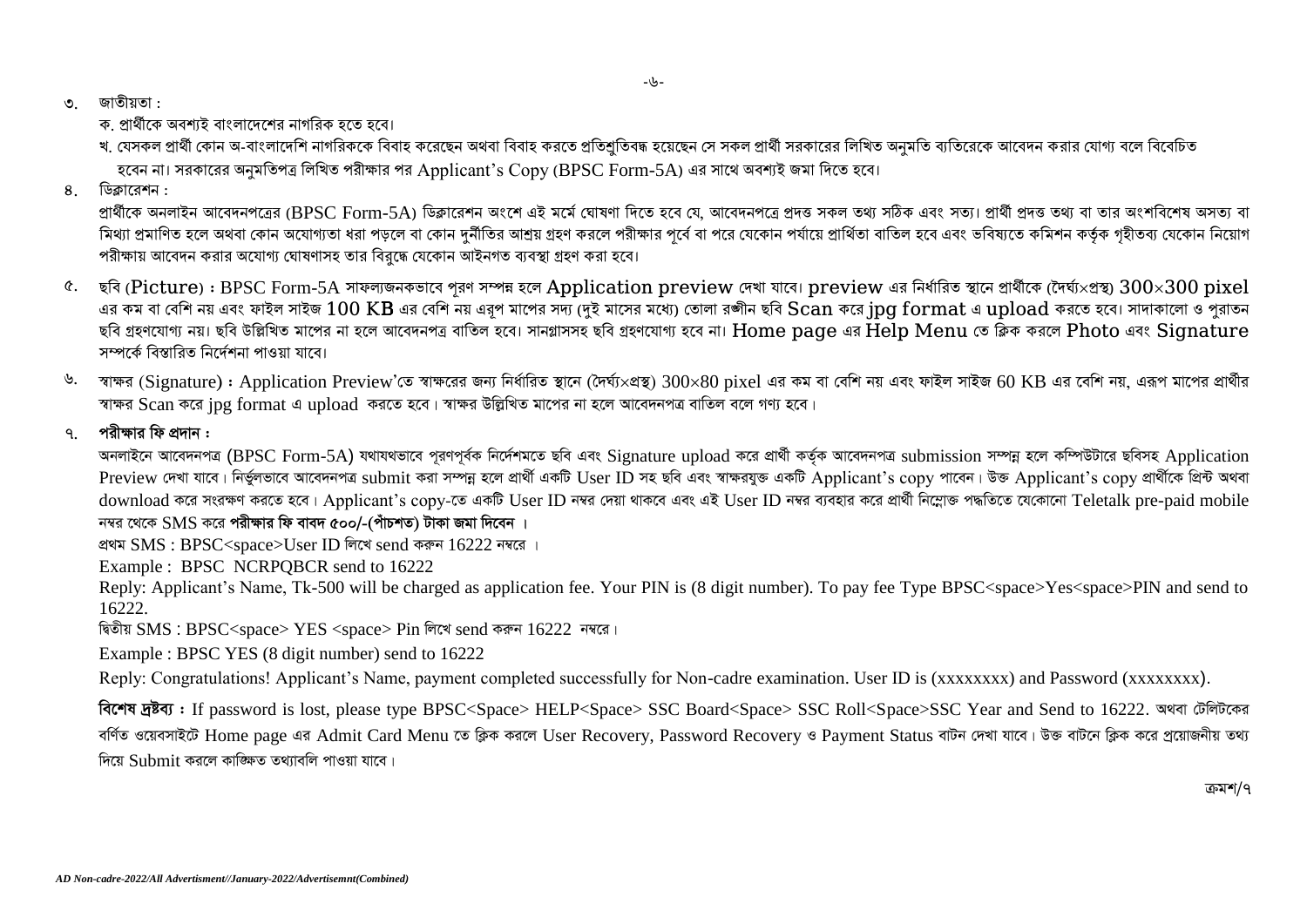৩. জাতীয়তা :

ক. প্রার্থীকে অবশ্যই বাংলাদেশের নাগরিক হতে হবে।

খ. যেসকল প্রার্থী কোন অ-বাংলাদেশি নাগরিককে বিবাহ করেছেন অথবা বিবাহ করতে প্রতিশ্রুতিবদ্ধ হয়েছেন সে সকল প্রার্থী সরকারের লিখিত অনুমতি ব্যতিরেকে আবেদন করার যোগ্য বলে বিবেচিত হবেন না। সরকারের অনুমতিপত্র লিখিত পরীক্ষার পর Applicant's Copy (BPSC Form-5A) এর সাথে অবশ্যই জমা দিতে হবে।

৪. ডিক্লারেশন :

প্রার্থীকে অনলাইন আবেদনপত্রের (BPSC Form-5A) ডিক্লারেশন অংশে এই মর্মে ঘোষণা দিতে হবে যে, আবেদনপত্রে প্রদত্ত সকল তথ্য সঠিক এবং সত্য। প্রার্থী প্রদত্ত তথ্য বা তার অংশবিশেষ অসত্য বা মিথ্যা প্রমাণিত হলে অথবা কোন অযোগ্যতা ধরা পড়লে বা কোন দুর্নীতির আশ্রয় গ্রহণ করলে পরীক্ষার পূর্বে বা পরে যেকোন পর্যায়ে প্রার্থিতা বাতিল হবে এবং ভবিষ্যতে কমিশন কর্তৃক গৃহীতব্য যেকোন নিয়োগ পরীক্ষায় আবেদন করার অযোগ্য ঘোষণাসহ তার বিরুদ্ধে যেকোন আইনগত ব্যবস্থা গ্রহণ করা হবে।

৫. ছবি (Picture) : BPSC Form-5A সাফল্যজনকভাবে পূরণ সম্পন্ন হলে Application preview দেখা যাবে। preview এর নির্ধারিত স্থানে প্রার্থীকে (দৈর্ঘ্য×প্রস্থ) 300×300 pixel এর কম বা বেশি নয় এবং ফাইল সাইজ 100 KB এর বেশি নয় এরূপ মাপের সদ্য (দুই মাসের মধ্যে) তোলা রঙ্গীন ছবি Scan করে jpg format এ upload করতে হবে। সাদাকালো ও পুরাতন ছবি গ্রহণযোগ্য নয়। ছবি উল্লিখিত মাপের না হলে আবেদনপত্র বাতিল হবে। সানগ্লাসসহ ছবি গ্রহণযোগ্য হবে না। Home page এর Help Menu তে ক্লিক করলে Photo এবং Signature সম্পর্কে বিস্তারিত নির্দেশনা পাওয়া যাবে।

৬. স্বাক্ষর (Signature) : Application Preview'তে স্বাক্ষরের জন্য নির্ধারিত স্থানে (দৈর্ঘ্য×প্রস্থ) 300×80 pixel এর কম বা বেশি নয় এবং ফাইল সাইজ 60 KB এর বেশি নয়, এরূপ মাপের প্রার্থীর স্বাক্ষর Scan করে jpg format এ upload করতে হবে। স্বাক্ষর উল্লিখিত মাপের না হলে আবেদনপত্র বাতিল বলে গণ্য হবে।

৭. **পরীক্ষার ফি প্রদান :**

অনলাইনে আবেদনপত্র (BPSC Form-5A) যথাযথভাবে পূরণপূর্বক নির্দেশমতে ছবি এবং Signature upload করে প্রার্থী কর্তৃক আবেদনপত্র submission সম্পন্ন হলে কম্পিউটারে ছবিসহ Application Preview দেখা যাবে। নির্ভুলভাবে আবেদনপত্র submit করা সম্পন্ন হলে প্রার্থী একটি User ID সহ ছবি এবং স্বাক্ষরযুক্ত একটি Applicant's copy পাবেন। উক্ত Applicant's copy প্রার্থীকে প্রিন্ট অথবা download করে সংরক্ষণ করতে হবে। Applicant's copy-তে একটি User ID নম্বর দেয়া থাকবে এবং এই User ID নম্বর ব্যবহার করে প্রার্থী নিম্নোক্ত পদ্ধতিতে যেকোনো Teletalk pre-paid mobile নম্বর থেকে SMS করে **পরীক্ষার ফি বাবদ ৫০০/-(পাঁচশত) টাকা জমা দিবেন** ।

প্রথম SMS : BPSC<space>User ID লিখে send করুন 16222 নম্বরে ।

Example : BPSC NCRPQBCR send to 16222

Reply: Applicant's Name, Tk-500 will be charged as application fee. Your PIN is (8 digit number). To pay fee Type BPSC<space>Yes<space>PIN and send to 16222.

দ্বিতীয় SMS : BPSC<space> YES <space> Pin লিখে send করুন 16222 নম্বরে।

Example : BPSC YES (8 digit number) send to 16222

Reply: Congratulations! Applicant's Name, payment completed successfully for Non-cadre examination. User ID is (xxxxxxxx) and Password (xxxxxxxx).

**বিশেষ দ্রষ্টব্য :** If password is lost, please type BPSC<Space> HELP<Space> SSC Board<Space> SSC Roll<Space>SSC Year and Send to 16222. অথবা টেলিটকের বর্ণিত ওয়েবসাইটে Home page এর Admit Card Menu তে ক্লিক করলে User Recovery, Password Recovery ও Payment Status বাটন দেখা যাবে। উক্ত বাটনে ক্লিক করে প্রয়োজনীয় তথ্য দিয়ে Submit করলে কাঙ্ক্ষিত তথ্যাবলি পাওয়া যাবে।

ক্রমশ/৭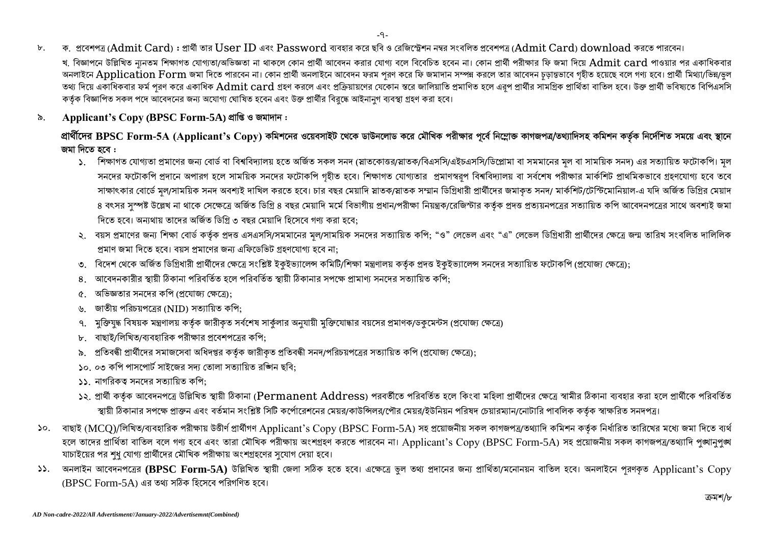৮. ক. প্রবেশপত্র (Admit Card) : প্রার্থী তার User ID এবং Password ব্যবহার করে ছবি ও রেজিস্ট্রেশন নম্বর সংবলিত প্রবেশপত্র (Admit Card) download করতে পারবেন।

খ. বিজ্ঞাপনে উল্লিখিত ন্যূনতম শিক্ষাগত যোগ্যতা/অভিজ্ঞতা না থাকলে কোন প্রার্থী আবেদন করার যোগ্য বলে বিবেচিত হবেন না। কোন প্রার্থী পরীক্ষার ফি জমা দিয়ে Admit card পাওয়ার পর একাধিকবার অনলাইনে Application Form জমা দিতে পারবেন না। কোন প্রার্থী অনলাইনে আবেদন ফরম পূরণ করে ফি জমাদান সম্পন্ন করলে তার আবেদন চূড়ান্তভাবে গৃহীত হয়েছে বলে গণ্য হবে। প্রার্থী মিথ্যা/ভিন্ন/ভুল তথ্য দিয়ে একাধিকবার ফর্ম পূরণ করে একাধিক Admit card গ্রহণ করলে এবং প্রক্রিয়ায়নের যেকোন স্তরে জালিয়াতি প্রমাণিত হলে এরূপ প্রার্থীর সামগ্রিক প্রার্থিতা বাতিল হবে। উক্ত প্রার্থী ভবিষ্যতে বিপিএসসি কর্তৃক বিজ্ঞাপিত সকল পদে আবেদনের জন্য অযোগ্য ঘোষিত হবেন এবং উক্ত প্রার্থীর বিরুদ্ধে আইনানুগ ব্যবস্থা গ্রহণ করা হবে।

৯. **Applicant's Copy (BPSC Form-5A) প্রাপ্তি ও জমাদান :**

**প্রার্থীদের BPSC Form-5A (Applicant's Copy) কমিশনের ওয়েবসাইট থেকে ডাউনলোড করে মৌখিক পরীক্ষার পূর্বে নিম্নোক্ত কাগজপত্র/তথ্যাদিসহ কমিশন কর্তৃক নির্দেশিত সময়ে এবং স্থানে জমা দিতে হবে :**

১. শিক্ষাগত যোগ্যতা প্রমাণের জন্য বোর্ড বা বিশ্ববিদ্যালয় হতে অর্জিত সকল সনদ (স্নাতকোত্তর/স্নাতক/বিএসসি/এইচএসসি/ডিপ্লোমা বা সমমানের মূল বা সাময়িক সনদ) এর সত্যায়িত ফটোকপি। মূল সনদের ফটোকপি প্রদানে অপারগ হলে সাময়িক সনদের ফটোকপি গৃহীত হবে। শিক্ষাগত যোগ্যতার প্রমাণস্বরূপ বিশ্ববিদ্যালয় বা সর্বশেষ পরীক্ষার মার্কশিট প্রাথমিকভাবে গ্রহণযোগ্য হবে তবে সাক্ষাৎকার বোর্ডে মূল/সাময়িক সনদ অবশ্যই দাখিল করতে হবে। চার বছর মেয়াদি স্নাতক/স্নাতক সম্মান ডিগ্রিধারী প্রার্থীদের জমাকৃত সনদ/ মার্কশিট/টেস্টিমোনিয়াল-এ যদি অর্জিত ডিগ্রির মেয়াদ ৪ বৎসর সুস্পষ্ট উল্লেখ না থাকে সেক্ষেত্রে অর্জিত ডিগ্রি ৪ বছর মেয়াদি মর্মে বিভাগীয় প্রধান/পরীক্ষা নিয়ন্ত্রক/রেজিস্টার কর্তৃক প্রদত্ত প্রত্যয়নপত্রের সত্যায়িত কপি আবেদনপত্রের সাথে অবশ্যই জমা দিতে হবে। অন্যথায় তাদের অর্জিত ডিগ্রি ৩ বছর মেয়াদি হিসেবে গণ্য করা হবে;

২. বয়স প্রমাণের জন্য শিক্ষা বোর্ড কর্তৃক প্রদত্ত এসএসসি/সমমানের মূল/সাময়িক সনদের সত্যায়িত কপি; "ও" লেভেল এবং "এ" লেভেল ডিগ্রিধারী প্রার্থীদের ক্ষেত্রে জন্ম তারিখ সংবলিত দালিলিক প্রমাণ জমা দিতে হবে। বয়স প্রমাণের জন্য এফিডেভিট গ্রহণযোগ্য হবে না;

৩. বিদেশ থেকে অর্জিত ডিগ্রিধারী প্রার্থীদের ক্ষেত্রে সংশ্লিষ্ট ইকুইভ্যালেন্স কমিটি/শিক্ষা মন্ত্রণালয় কর্তৃক প্রদত্ত ইকুইভ্যালেন্স সনদের সত্যায়িত ফটোকপি (প্রযোজ্য ক্ষেত্রে);

৪. আবেদনকারীর স্থায়ী ঠিকানা পরিবর্তিত হলে পরিবর্তিত স্থায়ী ঠিকানার সপক্ষে প্রামাণ্য সনদের সত্যায়িত কপি;

৫. অভিজ্ঞতার সনদের কপি (প্রযোজ্য ক্ষেত্রে);

৬. জাতীয় পরিচয়পত্রের (NID) সত্যায়িত কপি;

৭. মুক্তিযুদ্ধ বিষয়ক মন্ত্রণালয় কর্তৃক জারীকৃত সর্বশেষ সার্কুলার অনুযায়ী মুক্তিযোদ্ধার বয়সের প্রমাণক/ডকুমেন্টস (প্রযোজ্য ক্ষেত্রে)

৮. বাছাই/লিখিত/ব্যবহারিক পরীক্ষার প্রবেশপত্রের কপি;

৯. প্রতিবন্ধী প্রার্থীদের সমাজসেবা অধিদপ্তর কর্তৃক জারীকৃত প্রতিবন্ধী সনদ/পরিচয়পত্রের সত্যায়িত কপি (প্রযোজ্য ক্ষেত্রে);

১০. ০৩ কপি পাসপোর্ট সাইজের সদ্য তোলা সত্যায়িত রঙিন ছবি;

১১. নাগরিকত্ব সনদের সত্যায়িত কপি;

১২. প্রার্থী কর্তৃক আবেদনপত্রে উল্লিখিত স্থায়ী ঠিকানা (Permanent Address) পরবর্তীতে পরিবর্তিত হলে কিংবা মহিলা প্রার্থীদের ক্ষেত্রে স্বামীর ঠিকানা ব্যবহার করা হলে প্রার্থীকে পরিবর্তিত স্থায়ী ঠিকানার সপক্ষে প্রাক্তন এবং বর্তমান সংশ্লিষ্ট সিটি কর্পোরেশনের মেয়র/কাউন্সিলর/পৌর মেয়র/ইউনিয়ন পরিষদ চেয়ারম্যান/নোটারি পাবলিক কর্তৃক স্বাক্ষরিত সনদপত্র।

১০. বাছাই (MCQ)/লিখিত/ব্যবহারিক পরীক্ষায় উত্তীর্ণ প্রার্থীগণ Applicant's Copy (BPSC Form-5A) সহ প্রয়োজনীয় সকল কাগজপত্র/তথ্যাদি কমিশন কর্তৃক নির্ধারিত তারিখের মধ্যে জমা দিতে ব্যর্থ হলে তাদের প্রার্থিতা বাতিল বলে গণ্য হবে এবং তারা মৌখিক পরীক্ষায় অংশগ্রহণ করতে পারবেন না। Applicant's Copy (BPSC Form-5A) সহ প্রয়োজনীয় সকল কাগজপত্র/তথ্যাদি পুঙ্খানুপুঙ্খ যাচাইয়ের পর শুধু যোগ্য প্রার্থীদের মৌখিক পরীক্ষায় অংশগ্রহণের সুযোগ দেয়া হবে।

১১. অনলাইন আবেদনপত্রের **(BPSC Form-5A)** উল্লিখিত স্থায়ী জেলা সঠিক হতে হবে। এক্ষেত্রে ভুল তথ্য প্রদানের জন্য প্রার্থিতা/মনোনয়ন বাতিল হবে। অনলাইনে পূরণকৃত Applicant's Copy (BPSC Form-5A) এর তথ্য সঠিক হিসেবে পরিগণিত হবে।

ক্রমশ/৮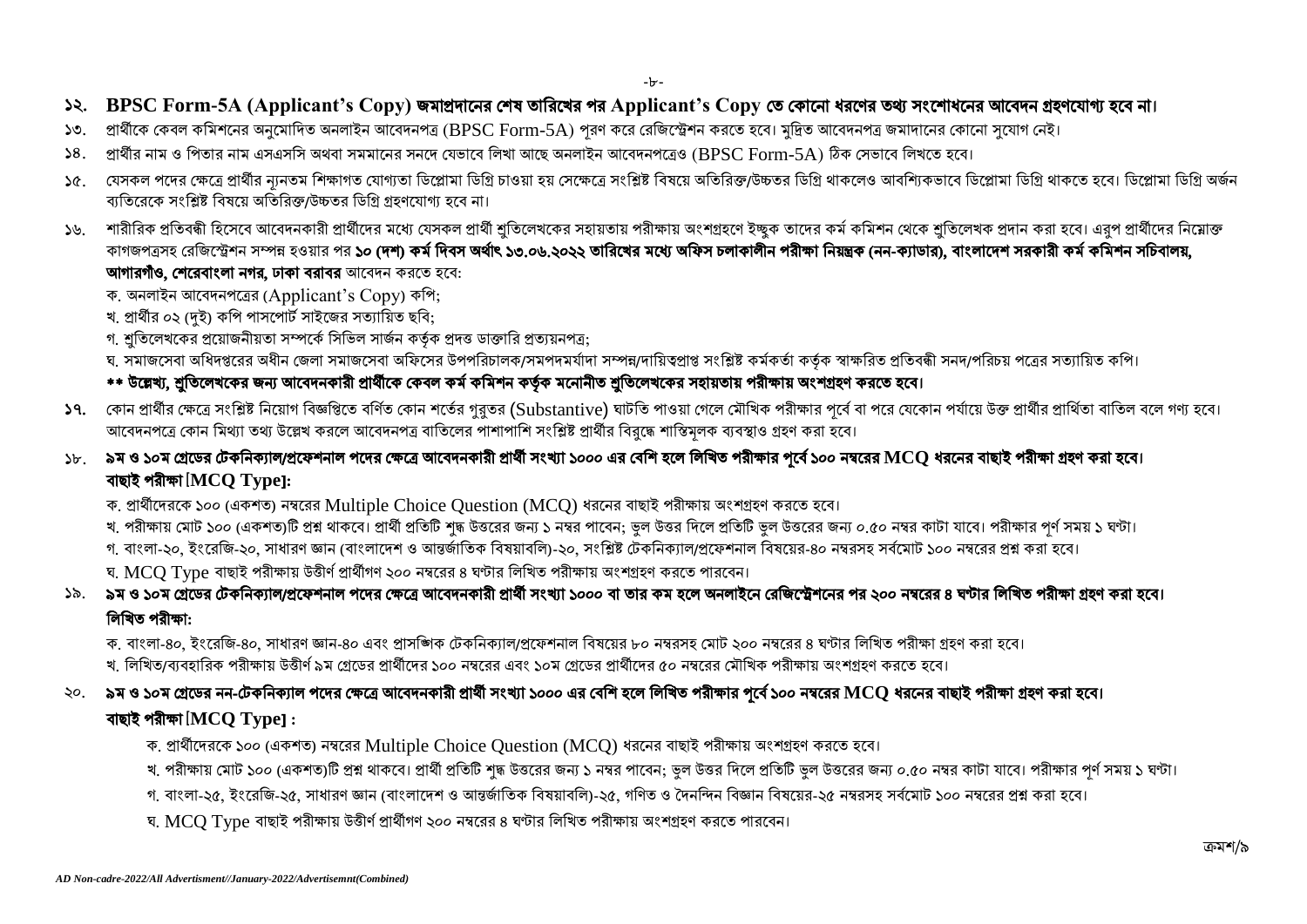১২. **BPSC Form-5A (Applicant's Copy) জমাপ্রদানের শেষ তারিখের পর Applicant's Copy তে কোনো ধরণের তথ্য সংশোধনের আবেদন গ্রহণযোগ্য হবে না।**

১৩. প্রার্থীকে কেবল কমিশনের অনুমোদিত অনলাইন আবেদনপত্র (BPSC Form-5A) পূরণ করে রেজিস্ট্রেশন করতে হবে। মুদ্রিত আবেদনপত্র জমাদানের কোনো সুযোগ নেই।

১৪. প্রার্থীর নাম ও পিতার নাম এসএসসি অথবা সমমানের সনদে যেভাবে লিখা আছে অনলাইন আবেদনপত্রেও (BPSC Form-5A) ঠিক সেভাবে লিখতে হবে।

১৫. যেসকল পদের ক্ষেত্রে প্রার্থীর ন্যূনতম শিক্ষাগত যোগ্যতা ডিপ্লোমা ডিগ্রি চাওয়া হয় সেক্ষেত্রে সংশ্লিষ্ট বিষয়ে অতিরিক্ত/উচ্চতর ডিগ্রি থাকলেও আবশ্যিকভাবে ডিপ্লোমা ডিগ্রি থাকতে হবে। ডিপ্লোমা ডিগ্রি অর্জন ব্যতিরেকে সংশ্লিষ্ট বিষয়ে অতিরিক্ত/উচ্চতর ডিগ্রি গ্রহণযোগ্য হবে না।

১৬. শারীরিক প্রতিবন্ধী হিসেবে আবেদনকারী প্রার্থীদের মধ্যে যেসকল প্রার্থী শ্রুতিলেখকের সহায়তায় পরীক্ষায় অংশগ্রহণে ইচ্ছুক তাদের কর্ম কমিশন থেকে শ্রুতিলেখক প্রদান করা হবে। এরূপ প্রার্থীদের নিম্নোক্ত কাগজপত্রসহ রেজিস্ট্রেশন সম্পন্ন হওয়ার পর **১০ (দশ) কর্ম দিবস অর্থাৎ ১৩.০৬.২০২২ তারিখের মধ্যে অফিস চলাকালীন পরীক্ষা নিয়ন্ত্রক (নন-ক্যাডার), বাংলাদেশ সরকারী কর্ম কমিশন সচিবালয়, আগারগাঁও, শেরেবাংলা নগর, ঢাকা বরাবর** আবেদন করতে হবে:

ক. অনলাইন আবেদনপত্রের (Applicant's Copy) কপি;
খ. প্রার্থীর ০২ (দুই) কপি পাসপোর্ট সাইজের সত্যায়িত ছবি;
গ. শ্রুতিলেখকের প্রয়োজনীয়তা সম্পর্কে সিভিল সার্জন কর্তৃক প্রদত্ত ডাক্তারি প্রত্যয়নপত্র;
ঘ. সমাজসেবা অধিদপ্তরের অধীন জেলা সমাজসেবা অফিসের উপপরিচালক/সমপদমর্যাদা সম্পন্ন/দায়িত্বপ্রাপ্ত সংশ্লিষ্ট কর্মকর্তা কর্তৃক স্বাক্ষরিত প্রতিবন্ধী সনদ/পরিচয় পত্রের সত্যায়িত কপি।

**\*\* উল্লেখ্য, শ্রুতিলেখকের জন্য আবেদনকারী প্রার্থীকে কেবল কর্ম কমিশন কর্তৃক মনোনীত শ্রুতিলেখকের সহায়তায় পরীক্ষায় অংশগ্রহণ করতে হবে।**

১৭. কোন প্রার্থীর ক্ষেত্রে সংশ্লিষ্ট নিয়োগ বিজ্ঞপ্তিতে বর্ণিত কোন শর্তের গুরুতর (Substantive) ঘাটতি পাওয়া গেলে মৌখিক পরীক্ষার পূর্বে বা পরে যেকোন পর্যায়ে উক্ত প্রার্থীর প্রার্থিতা বাতিল বলে গণ্য হবে। আবেদনপত্রে কোন মিথ্যা তথ্য উল্লেখ করলে আবেদনপত্র বাতিলের পাশাপাশি সংশ্লিষ্ট প্রার্থীর বিরুদ্ধে শাস্তিমূলক ব্যবস্থাও গ্রহণ করা হবে।

১৮. **৯ম ও ১০ম গ্রেডের টেকনিক্যাল/প্রফেশনাল পদের ক্ষেত্রে আবেদনকারী প্রার্থী সংখ্যা ১০০০ এর বেশি হলে লিখিত পরীক্ষার পূর্বে ১০০ নম্বরের MCQ ধরনের বাছাই পরীক্ষা গ্রহণ করা হবে।**

**বাছাই পরীক্ষা [MCQ Type]:**

ক. প্রার্থীদেরকে ১০০ (একশত) নম্বরের Multiple Choice Question (MCQ) ধরনের বাছাই পরীক্ষায় অংশগ্রহণ করতে হবে।
খ. পরীক্ষায় মোট ১০০ (একশত)টি প্রশ্ন থাকবে। প্রার্থী প্রতিটি শুদ্ধ উত্তরের জন্য ১ নম্বর পাবেন; ভুল উত্তর দিলে প্রতিটি ভুল উত্তরের জন্য ০.৫০ নম্বর কাটা যাবে। পরীক্ষার পূর্ণ সময় ১ ঘণ্টা।
গ. বাংলা-২০, ইংরেজি-২০, সাধারণ জ্ঞান (বাংলাদেশ ও আন্তর্জাতিক বিষয়াবলি)-২০, সংশ্লিষ্ট টেকনিক্যাল/প্রফেশনাল বিষয়ের-৪০ নম্বরসহ সর্বমোট ১০০ নম্বরের প্রশ্ন করা হবে।
ঘ. MCQ Type বাছাই পরীক্ষায় উত্তীর্ণ প্রার্থীগণ ২০০ নম্বরের ৪ ঘণ্টার লিখিত পরীক্ষায় অংশগ্রহণ করতে পারবেন।

১৯. **৯ম ও ১০ম গ্রেডের টেকনিক্যাল/প্রফেশনাল পদের ক্ষেত্রে আবেদনকারী প্রার্থী সংখ্যা ১০০০ বা তার কম হলে অনলাইনে রেজিস্ট্রেশনের পর ২০০ নম্বরের ৪ ঘণ্টার লিখিত পরীক্ষা গ্রহণ করা হবে।**

**লিখিত পরীক্ষা:**

ক. বাংলা-৪০, ইংরেজি-৪০, সাধারণ জ্ঞান-৪০ এবং প্রাসঙ্গিক টেকনিক্যাল/প্রফেশনাল বিষয়ের ৮০ নম্বরসহ মোট ২০০ নম্বরের ৪ ঘণ্টার লিখিত পরীক্ষা গ্রহণ করা হবে।
খ. লিখিত/ব্যবহারিক পরীক্ষায় উত্তীর্ণ ৯ম গ্রেডের প্রার্থীদের ১০০ নম্বরের এবং ১০ম গ্রেডের প্রার্থীদের ৫০ নম্বরের মৌখিক পরীক্ষায় অংশগ্রহণ করতে হবে।

২০. **৯ম ও ১০ম গ্রেডের নন-টেকনিক্যাল পদের ক্ষেত্রে আবেদনকারী প্রার্থী সংখ্যা ১০০০ এর বেশি হলে লিখিত পরীক্ষার পূর্বে ১০০ নম্বরের MCQ ধরনের বাছাই পরীক্ষা গ্রহণ করা হবে।**

**বাছাই পরীক্ষা [MCQ Type] :**

ক. প্রার্থীদেরকে ১০০ (একশত) নম্বরের Multiple Choice Question (MCQ) ধরনের বাছাই পরীক্ষায় অংশগ্রহণ করতে হবে।
খ. পরীক্ষায় মোট ১০০ (একশত)টি প্রশ্ন থাকবে। প্রার্থী প্রতিটি শুদ্ধ উত্তরের জন্য ১ নম্বর পাবেন; ভুল উত্তর দিলে প্রতিটি ভুল উত্তরের জন্য ০.৫০ নম্বর কাটা যাবে। পরীক্ষার পূর্ণ সময় ১ ঘণ্টা।
গ. বাংলা-২৫, ইংরেজি-২৫, সাধারণ জ্ঞান (বাংলাদেশ ও আন্তর্জাতিক বিষয়াবলি)-২৫, গণিত ও দৈনন্দিন বিজ্ঞান বিষয়ের-২৫ নম্বরসহ সর্বমোট ১০০ নম্বরের প্রশ্ন করা হবে।
ঘ. MCQ Type বাছাই পরীক্ষায় উত্তীর্ণ প্রার্থীগণ ২০০ নম্বরের ৪ ঘণ্টার লিখিত পরীক্ষায় অংশগ্রহণ করতে পারবেন।

ক্রমশ/৯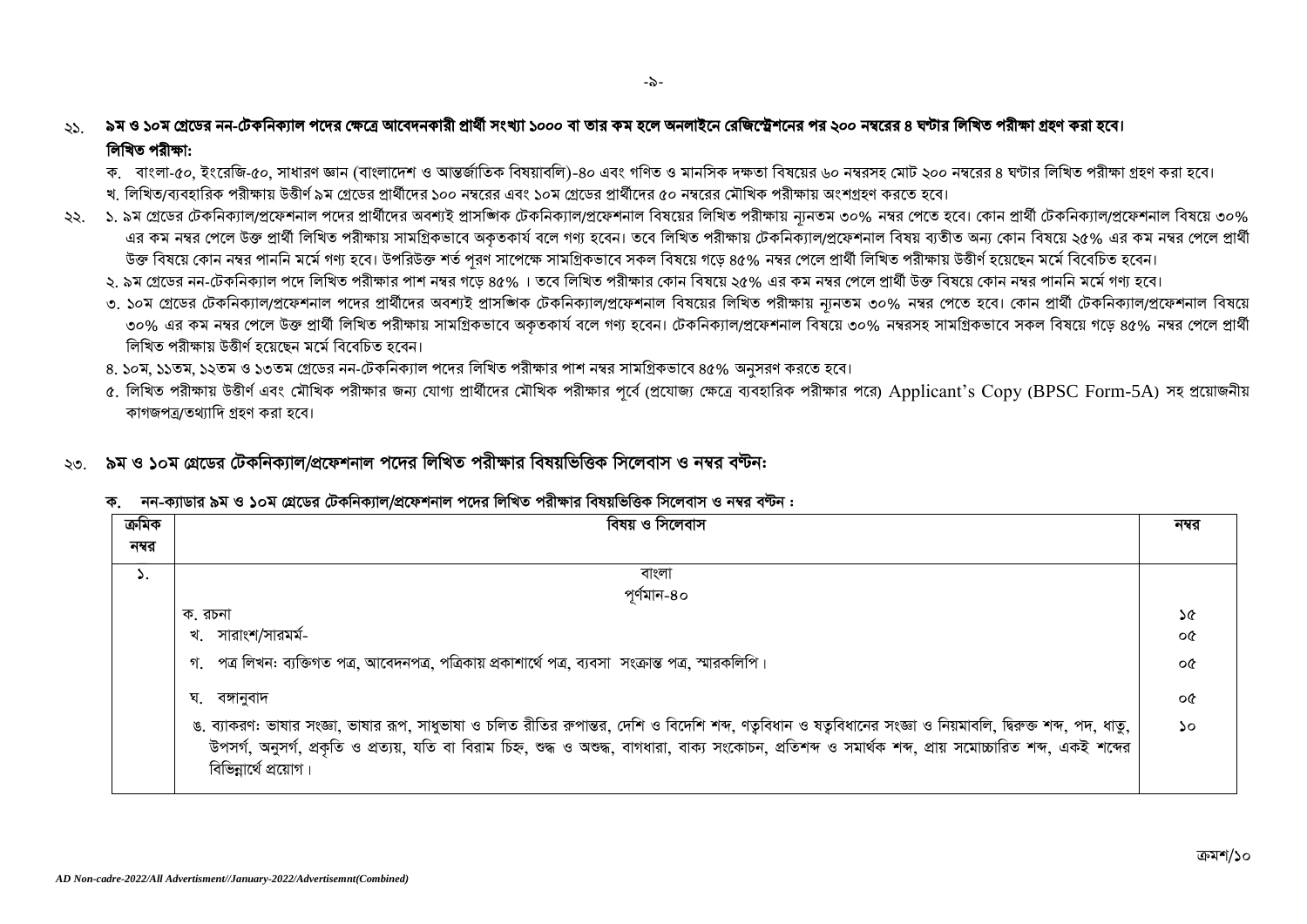২১. **৯ম ও ১০ম গ্রেডের নন-টেকনিক্যাল পদের ক্ষেত্রে আবেদনকারী প্রার্থী সংখ্যা ১০০০ বা তার কম হলে অনলাইনে রেজিস্ট্রেশনের পর ২০০ নম্বরের ৪ ঘণ্টার লিখিত পরীক্ষা গ্রহণ করা হবে।**

**লিখিত পরীক্ষা:**

ক. বাংলা-৫০, ইংরেজি-৫০, সাধারণ জ্ঞান (বাংলাদেশ ও আন্তর্জাতিক বিষয়াবলি)-৪০ এবং গণিত ও মানসিক দক্ষতা বিষয়ের ৬০ নম্বরসহ মোট ২০০ নম্বরের ৪ ঘণ্টার লিখিত পরীক্ষা গ্রহণ করা হবে।

খ. লিখিত/ব্যবহারিক পরীক্ষায় উত্তীর্ণ ৯ম গ্রেডের প্রার্থীদের ১০০ নম্বরের এবং ১০ম গ্রেডের প্রার্থীদের ৫০ নম্বরের মৌখিক পরীক্ষায় অংশগ্রহণ করতে হবে।

২২. ১. ৯ম গ্রেডের টেকনিক্যাল/প্রফেশনাল পদের প্রার্থীদের অবশ্যই প্রাসঙ্গিক টেকনিক্যাল/প্রফেশনাল বিষয়ের লিখিত পরীক্ষায় ন্যূনতম ৩০% নম্বর পেতে হবে। কোন প্রার্থী টেকনিক্যাল/প্রফেশনাল বিষয়ে ৩০% এর কম নম্বর পেলে উক্ত প্রার্থী লিখিত পরীক্ষায় সামগ্রিকভাবে অকৃতকার্য বলে গণ্য হবেন। তবে লিখিত পরীক্ষায় টেকনিক্যাল/প্রফেশনাল বিষয় ব্যতীত অন্য কোন বিষয়ে ২৫% এর কম নম্বর পেলে প্রার্থী উক্ত বিষয়ে কোন নম্বর পাননি মর্মে গণ্য হবে। উপরিউক্ত শর্ত পূরণ সাপেক্ষে সামগ্রিকভাবে সকল বিষয়ে গড়ে ৪৫% নম্বর পেলে প্রার্থী লিখিত পরীক্ষায় উত্তীর্ণ হয়েছেন মর্মে বিবেচিত হবেন।

২. ৯ম গ্রেডের নন-টেকনিক্যাল পদে লিখিত পরীক্ষার পাশ নম্বর গড়ে ৪৫% । তবে লিখিত পরীক্ষার কোন বিষয়ে ২৫% এর কম নম্বর পেলে প্রার্থী উক্ত বিষয়ে কোন নম্বর পাননি মর্মে গণ্য হবে।

৩. ১০ম গ্রেডের টেকনিক্যাল/প্রফেশনাল পদের প্রার্থীদের অবশ্যই প্রাসঙ্গিক টেকনিক্যাল/প্রফেশনাল বিষয়ের লিখিত পরীক্ষায় ন্যূনতম ৩০% নম্বর পেতে হবে। কোন প্রার্থী টেকনিক্যাল/প্রফেশনাল বিষয়ে ৩০% এর কম নম্বর পেলে উক্ত প্রার্থী লিখিত পরীক্ষায় সামগ্রিকভাবে অকৃতকার্য বলে গণ্য হবেন। টেকনিক্যাল/প্রফেশনাল বিষয়ে ৩০% নম্বরসহ সামগ্রিকভাবে সকল বিষয়ে গড়ে ৪৫% নম্বর পেলে প্রার্থী লিখিত পরীক্ষায় উত্তীর্ণ হয়েছেন মর্মে বিবেচিত হবেন।

৪. ১০ম, ১১তম, ১২তম ও ১৩তম গ্রেডের নন-টেকনিক্যাল পদের লিখিত পরীক্ষার পাশ নম্বর সামগ্রিকভাবে ৪৫% অনুসরণ করতে হবে।

৫. লিখিত পরীক্ষায় উত্তীর্ণ এবং মৌখিক পরীক্ষার জন্য যোগ্য প্রার্থীদের মৌখিক পরীক্ষার পূর্বে (প্রযোজ্য ক্ষেত্রে ব্যবহারিক পরীক্ষার পরে) Applicant's Copy (BPSC Form-5A) সহ প্রয়োজনীয় কাগজপত্র/তথ্যাদি গ্রহণ করা হবে।

২৩. **৯ম ও ১০ম গ্রেডের টেকনিক্যাল/প্রফেশনাল পদের লিখিত পরীক্ষার বিষয়ভিত্তিক সিলেবাস ও নম্বর বণ্টন:**

ক. **নন-ক্যাডার ৯ম ও ১০ম গ্রেডের টেকনিক্যাল/প্রফেশনাল পদের লিখিত পরীক্ষার বিষয়ভিত্তিক সিলেবাস ও নম্বর বণ্টন :**

| ক্রমিক নম্বর | বিষয় ও সিলেবাস | নম্বর |
|---|---|---|
| ১. | বাংলা<br>পূর্ণমান-৪০ | |
| | ক. রচনা | ১৫ |
| | খ. সারাংশ/সারমর্ম- | ০৫ |
| | গ. পত্র লিখন: ব্যক্তিগত পত্র, আবেদনপত্র, পত্রিকায় প্রকাশার্থে পত্র, ব্যবসা সংক্রান্ত পত্র, স্মারকলিপি। | ০৫ |
| | ঘ. বঙ্গানুবাদ | ০৫ |
| | ঙ. ব্যাকরণ: ভাষার সংজ্ঞা, ভাষার রূপ, সাধুভাষা ও চলিত রীতির রূপান্তর, দেশি ও বিদেশি শব্দ, ণত্ববিধান ও ষত্ববিধানের সংজ্ঞা ও নিয়মাবলি, দ্বিরুক্ত শব্দ, পদ, ধাতু, উপসর্গ, অনুসর্গ, প্রকৃতি ও প্রত্যয়, যতি বা বিরাম চিহ্ন, শুদ্ধ ও অশুদ্ধ, বাগধারা, বাক্য সংকোচন, প্রতিশব্দ ও সমার্থক শব্দ, প্রায় সমোচ্চারিত শব্দ, একই শব্দের বিভিন্নার্থে প্রয়োগ। | ১০ |

ক্রমশ/১০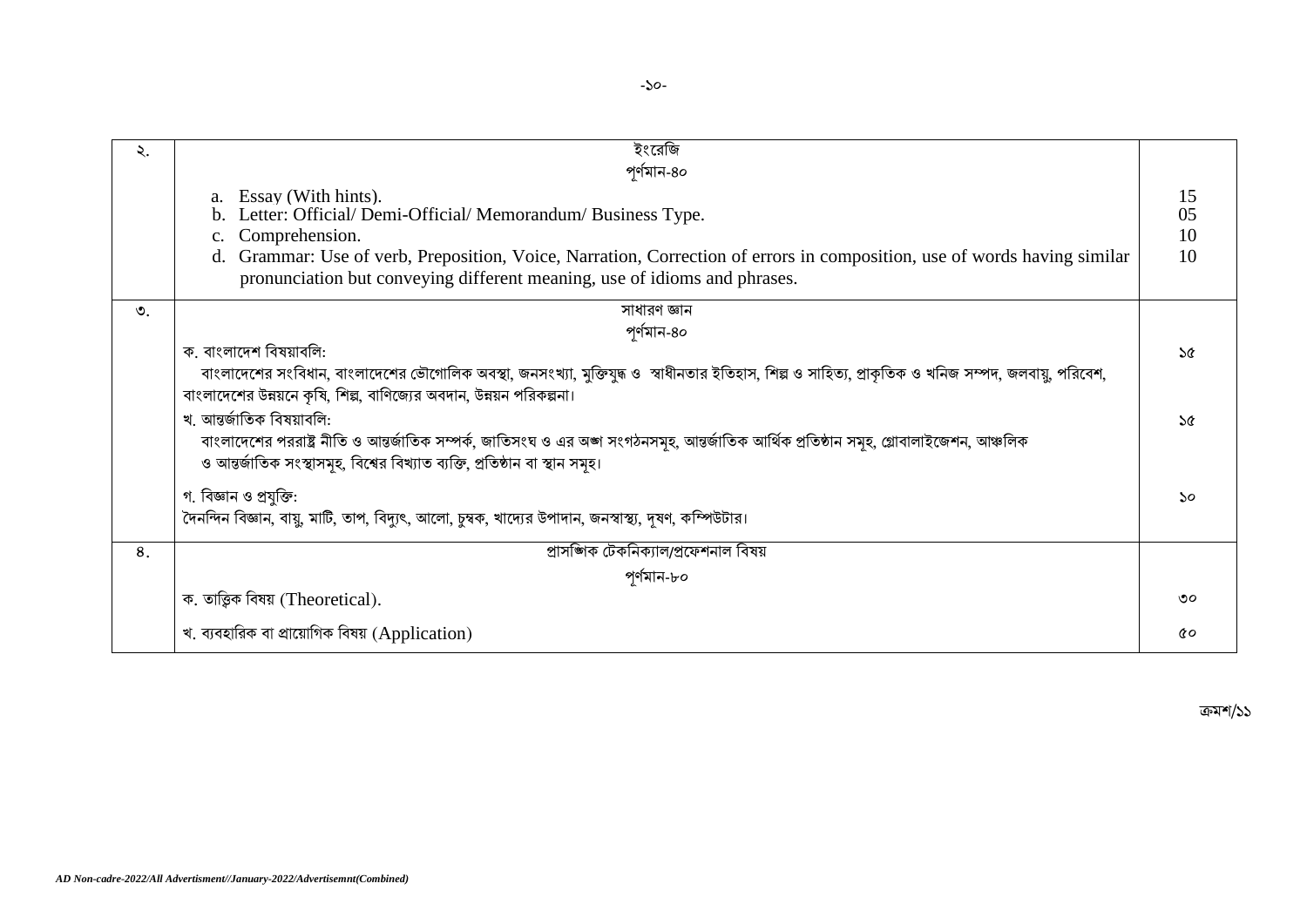| ২. | ইংরেজি<br>পূর্ণমান-৪০ | |
|---|---|---|
| | a. Essay (With hints). | 15 |
| | b. Letter: Official/ Demi-Official/ Memorandum/ Business Type. | 05 |
| | c. Comprehension. | 10 |
| | d. Grammar: Use of verb, Preposition, Voice, Narration, Correction of errors in composition, use of words having similar pronunciation but conveying different meaning, use of idioms and phrases. | 10 |
| ৩. | সাধারণ জ্ঞান<br>পূর্ণমান-৪০ | |
| | ক. বাংলাদেশ বিষয়াবলি:<br>বাংলাদেশের সংবিধান, বাংলাদেশের ভৌগোলিক অবস্থা, জনসংখ্যা, মুক্তিযুদ্ধ ও স্বাধীনতার ইতিহাস, শিল্প ও সাহিত্য, প্রাকৃতিক ও খনিজ সম্পদ, জলবায়ু, পরিবেশ, বাংলাদেশের উন্নয়নে কৃষি, শিল্প, বাণিজ্যের অবদান, উন্নয়ন পরিকল্পনা। | ১৫ |
| | খ. আন্তর্জাতিক বিষয়াবলি:<br>বাংলাদেশের পররাষ্ট্র নীতি ও আন্তর্জাতিক সম্পর্ক, জাতিসংঘ ও এর অঙ্গ সংগঠনসমূহ, আন্তর্জাতিক আর্থিক প্রতিষ্ঠান সমূহ, গ্লোবালাইজেশন, আঞ্চলিক ও আন্তর্জাতিক সংস্থাসমূহ, বিশ্বের বিখ্যাত ব্যক্তি, প্রতিষ্ঠান বা স্থান সমূহ। | ১৫ |
| | গ. বিজ্ঞান ও প্রযুক্তি:<br>দৈনন্দিন বিজ্ঞান, বায়ু, মাটি, তাপ, বিদ্যুৎ, আলো, চুম্বক, খাদ্যের উপাদান, জনস্বাস্থ্য, দূষণ, কম্পিউটার। | ১০ |
| ৪. | প্রাসঙ্গিক টেকনিক্যাল/প্রফেশনাল বিষয়<br>পূর্ণমান-৮০ | |
| | ক. তাত্ত্বিক বিষয় (Theoretical). | ৩০ |
| | খ. ব্যবহারিক বা প্রায়োগিক বিষয় (Application) | ৫০ |

ক্রমশ/১১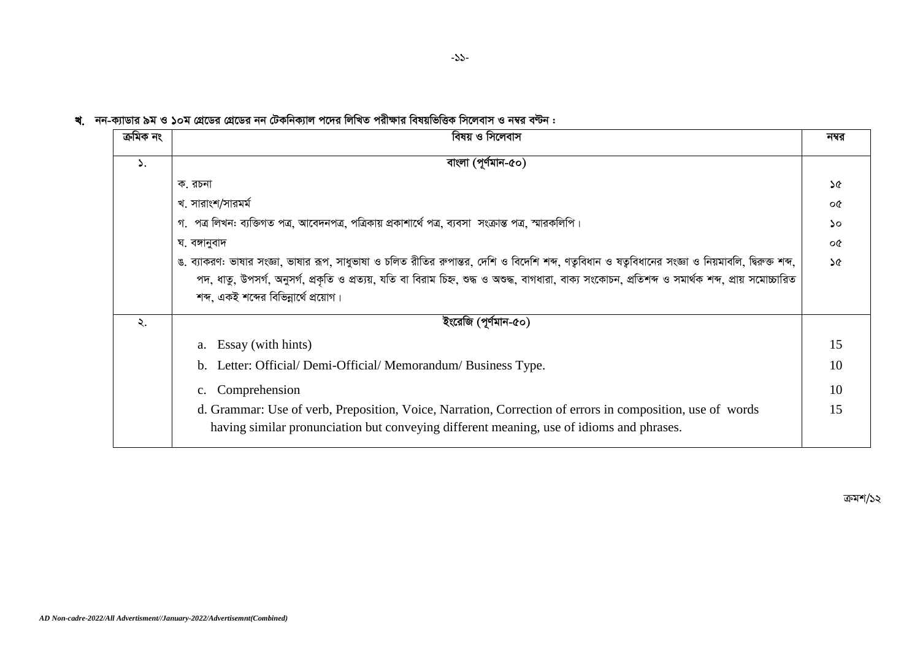**খ. নন-ক্যাডার ৯ম ও ১০ম গ্রেডের গ্রেডের নন টেকনিক্যাল পদের লিখিত পরীক্ষার বিষয়ভিত্তিক সিলেবাস ও নম্বর বন্টন :**

| ক্রমিক নং | বিষয় ও সিলেবাস | নম্বর |
|---|---|---|
| ১. | **বাংলা (পূর্ণমান-৫০)** | |
| | ক. রচনা | ১৫ |
| | খ. সারাংশ/সারমর্ম | ০৫ |
| | গ. পত্র লিখন: ব্যক্তিগত পত্র, আবেদনপত্র, পত্রিকায় প্রকাশার্থে পত্র, ব্যবসা সংক্রান্ত পত্র, স্মারকলিপি। | ১০ |
| | ঘ. বঙ্গানুবাদ | ০৫ |
| | ঙ. ব্যাকরণ: ভাষার সংজ্ঞা, ভাষার রূপ, সাধুভাষা ও চলিত রীতির রুপান্তর, দেশি ও বিদেশি শব্দ, ণত্ববিধান ও ষত্ববিধানের সংজ্ঞা ও নিয়মাবলি, দ্বিরুক্ত শব্দ, পদ, ধাতু, উপসর্গ, অনুসর্গ, প্রকৃতি ও প্রত্যয়, যতি বা বিরাম চিহ্ন, শুদ্ধ ও অশুদ্ধ, বাগধারা, বাক্য সংকোচন, প্রতিশব্দ ও সমার্থক শব্দ, প্রায় সমোচ্চারিত শব্দ, একই শব্দের বিভিন্নার্থে প্রয়োগ। | ১৫ |
| ২. | **ইংরেজি (পূর্ণমান-৫০)** | |
| | a. Essay (with hints) | 15 |
| | b. Letter: Official/ Demi-Official/ Memorandum/ Business Type. | 10 |
| | c. Comprehension | 10 |
| | d. Grammar: Use of verb, Preposition, Voice, Narration, Correction of errors in composition, use of words having similar pronunciation but conveying different meaning, use of idioms and phrases. | 15 |

ক্রমশ/১২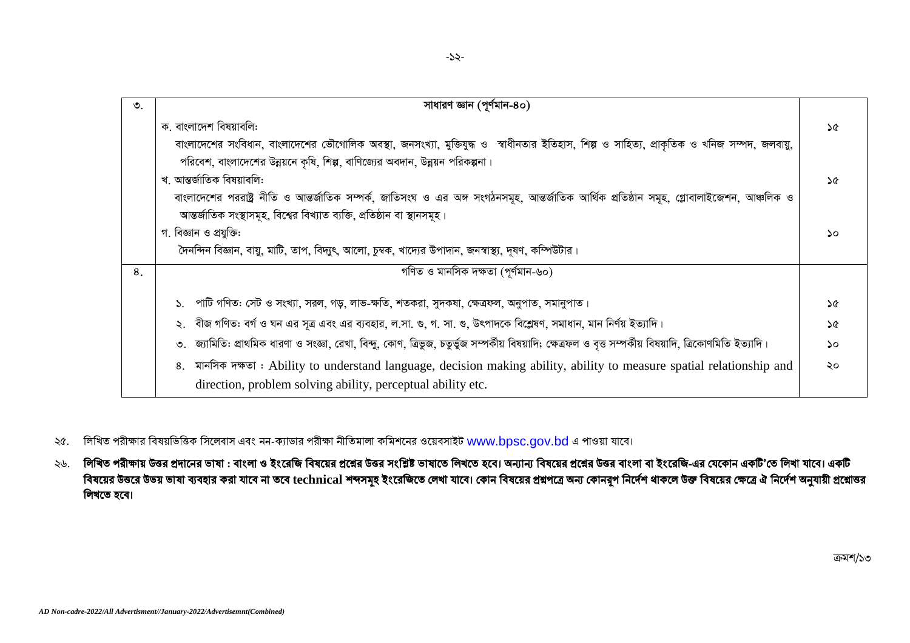| ৩. | সাধারণ জ্ঞান (পূর্ণমান-৪০) | |
|---|---|---|
| | ক. বাংলাদেশ বিষয়াবলি:<br>বাংলাদেশের সংবিধান, বাংলাদেশের ভৌগোলিক অবস্থা, জনসংখ্যা, মুক্তিযুদ্ধ ও স্বাধীনতার ইতিহাস, শিল্প ও সাহিত্য, প্রাকৃতিক ও খনিজ সম্পদ, জলবায়ু, পরিবেশ, বাংলাদেশের উন্নয়নে কৃষি, শিল্প, বাণিজ্যের অবদান, উন্নয়ন পরিকল্পনা। | ১৫ |
| | খ. আন্তর্জাতিক বিষয়াবলি:<br>বাংলাদেশের পররাষ্ট্র নীতি ও আন্তর্জাতিক সম্পর্ক, জাতিসংঘ ও এর অঙ্গ সংগঠনসমূহ, আন্তর্জাতিক আর্থিক প্রতিষ্ঠান সমূহ, গ্লোবালাইজেশন, আঞ্চলিক ও আন্তর্জাতিক সংস্থাসমূহ, বিশ্বের বিখ্যাত ব্যক্তি, প্রতিষ্ঠান বা স্থানসমূহ। | ১৫ |
| | গ. বিজ্ঞান ও প্রযুক্তি:<br>দৈনন্দিন বিজ্ঞান, বায়ু, মাটি, তাপ, বিদ্যুৎ, আলো, চুম্বক, খাদ্যের উপাদান, জনস্বাস্থ্য, দূষণ, কম্পিউটার। | ১০ |
| ৪. | গণিত ও মানসিক দক্ষতা (পূর্ণমান-৬০) | |
| | ১. পাটি গণিত: সেট ও সংখ্যা, সরল, গড়, লাভ-ক্ষতি, শতকরা, সুদকষা, ক্ষেত্রফল, অনুপাত, সমানুপাত। | ১৫ |
| | ২. বীজ গণিত: বর্গ ও ঘন এর সূত্র এবং এর ব্যবহার, ল.সা. গু, গ. সা. গু, উৎপাদকে বিশ্লেষণ, সমাধান, মান নির্ণয় ইত্যাদি। | ১৫ |
| | ৩. জ্যামিতি: প্রাথমিক ধারণা ও সংজ্ঞা, রেখা, বিন্দু, কোণ, ত্রিভুজ, চতুর্ভুজ সম্পর্কীয় বিষয়াদি; ক্ষেত্রফল ও বৃত্ত সম্পর্কীয় বিষয়াদি, ত্রিকোণমিতি ইত্যাদি। | ১০ |
| | ৪. মানসিক দক্ষতা : Ability to understand language, decision making ability, ability to measure spatial relationship and direction, problem solving ability, perceptual ability etc. | ২০ |

২৫. লিখিত পরীক্ষার বিষয়ভিত্তিক সিলেবাস এবং নন-ক্যাডার পরীক্ষা নীতিমালা কমিশনের ওয়েবসাইট www.bpsc.gov.bd এ পাওয়া যাবে।

২৬. **লিখিত পরীক্ষায় উত্তর প্রদানের ভাষা : বাংলা ও ইংরেজি বিষয়ের প্রশ্নের উত্তর সংশ্লিষ্ট ভাষাতে লিখতে হবে। অন্যান্য বিষয়ের প্রশ্নের উত্তর বাংলা বা ইংরেজি-এর যেকোন একটি'তে লিখা যাবে। একটি বিষয়ের উত্তরে উভয় ভাষা ব্যবহার করা যাবে না তবে technical শব্দসমূহ ইংরেজিতে লেখা যাবে। কোন বিষয়ের প্রশ্নপত্রে অন্য কোনরূপ নির্দেশ থাকলে উক্ত বিষয়ের ক্ষেত্রে ঐ নির্দেশ অনুযায়ী প্রশ্নোত্তর লিখতে হবে।**

ক্রমশ/১৩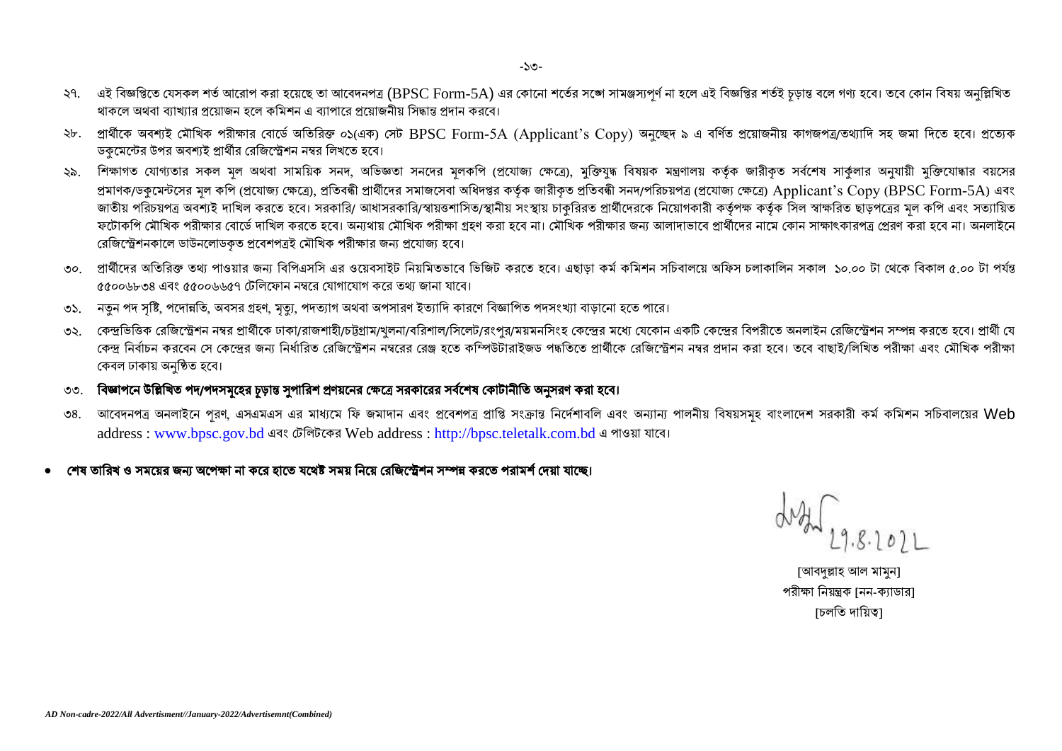২৭. এই বিজ্ঞপ্তিতে যেসকল শর্ত আরোপ করা হয়েছে তা আবেদনপত্র (BPSC Form-5A) এর কোনো শর্তের সঙ্গে সামঞ্জস্যপূর্ণ না হলে এই বিজ্ঞপ্তির শর্তই চূড়ান্ত বলে গণ্য হবে। তবে কোন বিষয় অনুল্লিখিত থাকলে অথবা ব্যাখ্যার প্রয়োজন হলে কমিশন এ ব্যাপারে প্রয়োজনীয় সিদ্ধান্ত প্রদান করবে।

২৮. প্রার্থীকে অবশ্যই মৌখিক পরীক্ষার বোর্ডে অতিরিক্ত ০১(এক) সেট BPSC Form-5A (Applicant's Copy) অনুচ্ছেদ ৯ এ বর্ণিত প্রয়োজনীয় কাগজপত্র/তথ্যাদি সহ জমা দিতে হবে। প্রত্যেক ডকুমেন্টের উপর অবশ্যই প্রার্থীর রেজিস্ট্রেশন নম্বর লিখতে হবে।

২৯. শিক্ষাগত যোগ্যতার সকল মূল অথবা সাময়িক সনদ, অভিজ্ঞতা সনদের মূলকপি (প্রযোজ্য ক্ষেত্রে), মুক্তিযুদ্ধ বিষয়ক মন্ত্রণালয় কর্তৃক জারীকৃত সর্বশেষ সার্কুলার অনুযায়ী মুক্তিযোদ্ধার বয়সের প্রমাণক/ডকুমেন্টসের মূল কপি (প্রযোজ্য ক্ষেত্রে), প্রতিবন্ধী প্রার্থীদের সমাজসেবা অধিদপ্তর কর্তৃক জারীকৃত প্রতিবন্ধী সনদ/পরিচয়পত্র (প্রযোজ্য ক্ষেত্রে) Applicant's Copy (BPSC Form-5A) এবং জাতীয় পরিচয়পত্র অবশ্যই দাখিল করতে হবে। সরকারি/ আধাসরকারি/স্বায়ত্তশাসিত/স্থানীয় সংস্থায় চাকুরিরত প্রার্থীদেরকে নিয়োগকারী কর্তৃপক্ষ কর্তৃক সিল স্বাক্ষরিত ছাড়পত্রের মূল কপি এবং সত্যায়িত ফটোকপি মৌখিক পরীক্ষার বোর্ডে দাখিল করতে হবে। অন্যথায় মৌখিক পরীক্ষা গ্রহণ করা হবে না। মৌখিক পরীক্ষার জন্য আলাদাভাবে প্রার্থীদের নামে কোন সাক্ষাৎকারপত্র প্রেরণ করা হবে না। অনলাইনে রেজিস্ট্রেশনকালে ডাউনলোডকৃত প্রবেশপত্রই মৌখিক পরীক্ষার জন্য প্রযোজ্য হবে।

৩০. প্রার্থীদের অতিরিক্ত তথ্য পাওয়ার জন্য বিপিএসসি এর ওয়েবসাইট নিয়মিতভাবে ভিজিট করতে হবে। এছাড়া কর্ম কমিশন সচিবালয়ে অফিস চলাকালিন সকাল ১০.০০ টা থেকে বিকাল ৫.০০ টা পর্যন্ত ৫৫০০৬৮৩৪ এবং ৫৫০০৬৬৫৭ টেলিফোন নম্বরে যোগাযোগ করে তথ্য জানা যাবে।

৩১. নতুন পদ সৃষ্টি, পদোন্নতি, অবসর গ্রহণ, মৃত্যু, পদত্যাগ অথবা অপসারণ ইত্যাদি কারণে বিজ্ঞাপিত পদসংখ্যা বাড়ানো হতে পারে।

৩২. কেন্দ্রভিত্তিক রেজিস্ট্রেশন নম্বর প্রার্থীকে ঢাকা/রাজশাহী/চট্টগ্রাম/খুলনা/বরিশাল/সিলেট/রংপুর/ময়মনসিংহ কেন্দ্রের মধ্যে যেকোন একটি কেন্দ্রের বিপরীতে অনলাইন রেজিস্ট্রেশন সম্পন্ন করতে হবে। প্রার্থী যে কেন্দ্র নির্বাচন করবেন সে কেন্দ্রের জন্য নির্ধারিত রেজিস্ট্রেশন নম্বরের রেঞ্জ হতে কম্পিউটারাইজড পদ্ধতিতে প্রার্থীকে রেজিস্ট্রেশন নম্বর প্রদান করা হবে। তবে বাছাই/লিখিত পরীক্ষা এবং মৌখিক পরীক্ষা কেবল ঢাকায় অনুষ্ঠিত হবে।

৩৩. **বিজ্ঞাপনে উল্লিখিত পদ/পদসমূহের চূড়ান্ত সুপারিশ প্রণয়নের ক্ষেত্রে সরকারের সর্বশেষ কোটানীতি অনুসরণ করা হবে।**

৩৪. আবেদনপত্র অনলাইনে পূরণ, এসএমএস এর মাধ্যমে ফি জমাদান এবং প্রবেশপত্র প্রাপ্তি সংক্রান্ত নির্দেশাবলি এবং অন্যান্য পালনীয় বিষয়সমূহ বাংলাদেশ সরকারী কর্ম কমিশন সচিবালয়ের Web address : www.bpsc.gov.bd এবং টেলিটকের Web address : http://bpsc.teletalk.com.bd এ পাওয়া যাবে।

- **শেষ তারিখ ও সময়ের জন্য অপেক্ষা না করে হাতে যথেষ্ট সময় নিয়ে রেজিস্ট্রেশন সম্পন্ন করতে পরামর্শ দেয়া যাচ্ছে।**

29.8.2022

[আবদুল্লাহ আল মামুন]
পরীক্ষা নিয়ন্ত্রক [নন-ক্যাডার]
[চলতি দায়িত্ব]

*AD Non-cadre-2022/All Advertisment//January-2022/Advertisemnt(Combined)*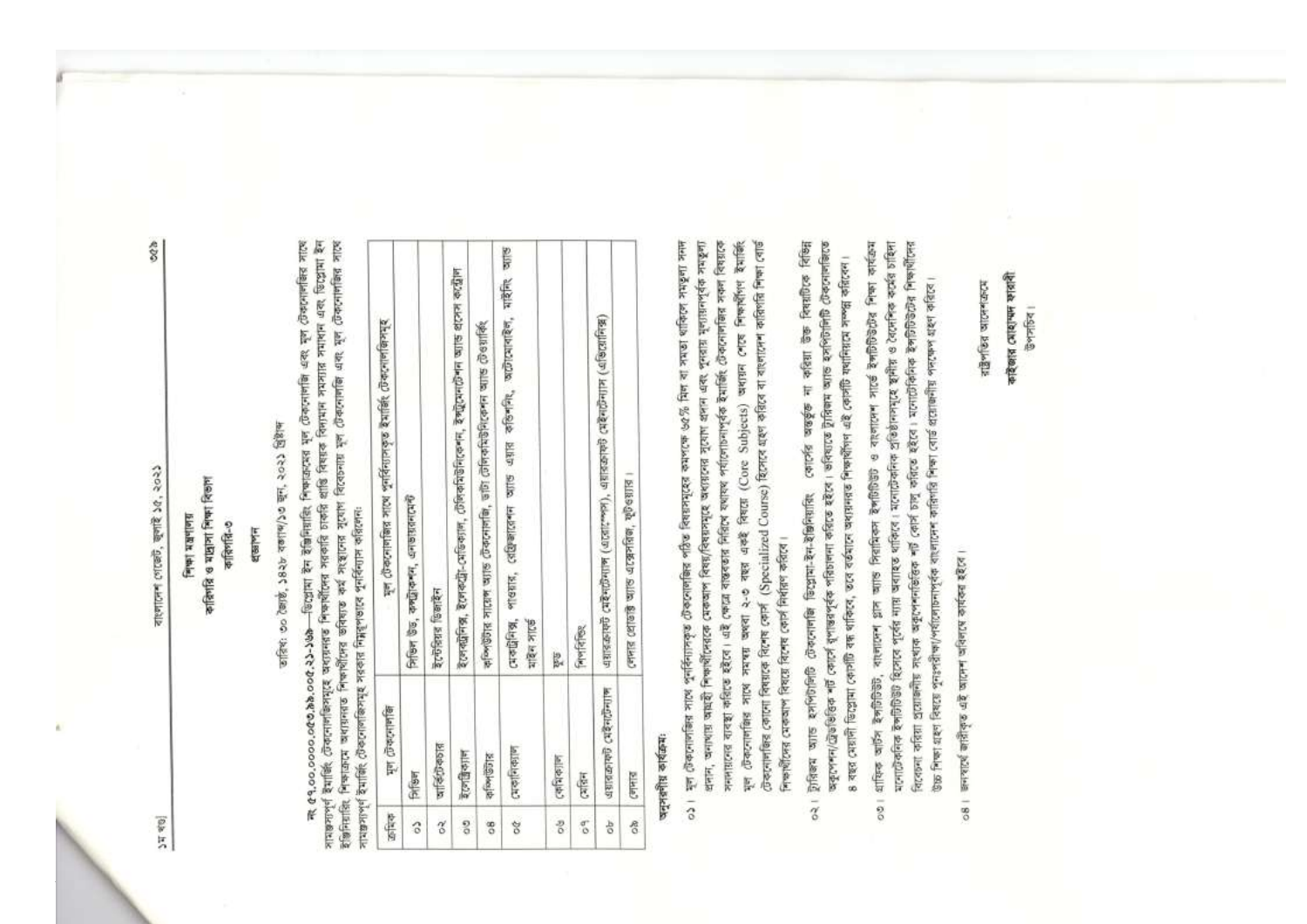শিক্ষা মন্ত্রণালয়
কারিগরি ও মাদ্রাসা শিক্ষা বিভাগ
কারিগরি-৩

প্রজ্ঞাপন

তারিখ: ৩০ জ্যৈষ্ঠ, ১৪২৮ বঙ্গাব্দ/১৩ জুন, ২০২১ খ্রিষ্টাব্দ

নং ৫৭.০০.০০০০.০৫৩.৯৯.০০৫.২১-১৬৬—ডিপ্লোমা ইন ইঞ্জিনিয়ারিং শিক্ষাক্রমের মূল টেকনোলজি এবং মূল টেকনোলজির সাথে সামঞ্জস্যপূর্ণ ইঞ্জিনিয়ারিং টেকনোলজিসমূহে অধ্যয়নরত শিক্ষার্থীদের সরকারি চাকরি প্রাপ্তি বিষয়ক বিদ্যমান সমস্যার সমাধান এবং ডিপ্লোমা ইন ইঞ্জিনিয়ারিং শিক্ষাক্রমে অধ্যয়নরত শিক্ষার্থীদের ভবিষ্যত কর্ম সংস্থানের সুযোগ বিবেচনায় মূল টেকনোলজি এবং মূল টেকনোলজির সাথে সামঞ্জস্যপূর্ণ ইঞ্জিনিয়ারিং টেকনোলজিসমূহ সরকার নিম্নরূপভাবে পুনর্বিন্যাস করিলেন:

| ক্রমিক | মূল টেকনোলজি | মূল টেকনোলজির সাথে পুনর্বিন্যাসকৃত ইঞ্জিনিয়ারিং টেকনোলজিসমূহ |
| --- | --- | --- |
| ০১ | সিভিল | সিভিল উড, কন্সট্রাকশন, এনভায়রনমেন্ট |
| ০২ | আর্কিটেকচার | ইন্টেরিয়র ডিজাইন |
| ০৩ | ইলেকট্রিক্যাল | ইলেকট্রনিক্স, ইলেকট্রো-মেডিক্যাল, টেলিকমিউনিকেশন, ইন্সট্রুমেন্টেশন অ্যান্ড প্রসেস কন্ট্রোল |
| ০৪ | কম্পিউটার | কম্পিউটার সায়েন্স অ্যান্ড টেকনোলজি, ডাটা টেলিকমিউনিকেশন অ্যান্ড নেটওয়ার্কিং |
| ০৫ | মেকানিক্যাল | মেকাট্রনিক্স, পাওয়ার, রেফ্রিজারেশন অ্যান্ড এয়ার কন্ডিশনিং, অটোমোবাইল, মাইনিং অ্যান্ড মাইন সার্ভে |
| ০৬ | কেমিক্যাল | ফুড |
| ০৭ | মেরিন | শিপবিল্ডিং |
| ০৮ | এয়ারক্রাফট মেইনটেন্যান্স | এয়ারক্রাফট মেইনটেন্যান্স (এয়ারোস্পেস), এয়ারক্রাফট মেইনটেন্যান্স (এভিওনিক্স) |
| ০৯ | গেলার | গেলার প্রোডাক্ট অ্যান্ড এক্সেসরিজ, ফুটওয়্যার। |

**অনুসরণীয় কার্যক্রম:**

০১। মূল টেকনোলজির সাথে পুনর্বিন্যাসকৃত টেকনোলজির পঠিত বিষয়সমূহের কমপক্ষে ৬৫% মিল বা সমতা থাকিলে সামঞ্জস্য সনদ প্রদান, অন্যথায় আগ্রহী শিক্ষার্থীদেরকে মেকআপ বিষয়/বিষয়সমূহে অধ্যয়নের সুযোগ প্রদান এবং পুনরায় মূল্যায়নপূর্বক সামঞ্জস্য সনদায়নের ব্যবস্থা করিতে হইবে। এই ক্ষেত্রে বাস্তবতার নিরিখে যথাযথ পর্যালোচনাপূর্বক ইঞ্জিনিয়ারিং টেকনোলজির সকল বিষয়কে মূল টেকনোলজির সাথে সময় সময় অথবা ২-৩ বছর একই বিষয়ে (Core Subjects) অধ্যয়ন শেষে শিক্ষার্থীগণ ইঞ্জিনিয়ারিং টেকনোলজির কোনো বিষয়কে বিশেষ কোর্স (Specialized Course) হিসেবে গ্রহণ করিবে বা বাংলাদেশ কারিগরি শিক্ষা বোর্ড শিক্ষার্থীদের মেকআপ বিষয়ে বিশেষ কোর্স নির্ধারণ করিবে।

০২। ট্যুরিজম অ্যান্ড হসপিটালিটি টেকনোলজি ডিপ্লোমা-ইন-ইঞ্জিনিয়ারিং কোর্সের অন্তর্ভুক্ত না করিয়া উক্ত বিষয়টিকে বিভিন্ন অকুপেশন/ট্রেডভিত্তিক শর্ট কোর্সে রূপান্তরপূর্বক পরিচালনা করিতে হইবে। ভবিষ্যতে ট্যুরিজম অ্যান্ড হসপিটালিটি টেকনোলজিতে ৪ বছর মেয়াদী ডিপ্লোমা কোর্সটি বন্ধ থাকিবে, তবে বর্তমানে অধ্যয়নরত শিক্ষার্থীগণ এই কোর্সটি যথানিয়মে সম্পন্ন করিবেন।

০৩। গ্রাফিক আর্টস ইনস্টিটিউট, বাংলাদেশ গ্লাস অ্যান্ড সিরামিক্স ইনস্টিটিউট ও বাংলাদেশ সার্ভে ইনস্টিটিউটের শিক্ষা কার্যক্রম মনোটেকনিক ইনস্টিটিউট হিসেবে পূর্বের ন্যায় অব্যাহত থাকিবে। মনোটেকনিক প্রতিষ্ঠানসমূহে স্থানীয় ও বৈদেশিক কর্মের চাহিদা বিবেচনা করিয়া প্রয়োজনীয় সংখ্যক অকুপেশনভিত্তিক শর্ট কোর্স চালু করিতে হইবে। মনোটেকনিক ইনস্টিটিউটের শিক্ষার্থীদের উচ্চ শিক্ষা গ্রহণ বিষয়ে পুনঃপরীক্ষা/পর্যালোচনাপূর্বক বাংলাদেশ কারিগরি শিক্ষা বোর্ড প্রয়োজনীয় পদক্ষেপ গ্রহণ করিবে।

০৪। জনস্বার্থে জারীকৃত এই আদেশ অবিলম্বে কার্যকর হইবে।

রাষ্ট্রপতির আদেশক্রমে
কাইজার মোহাম্মদ ফারাবী
উপসচিব।